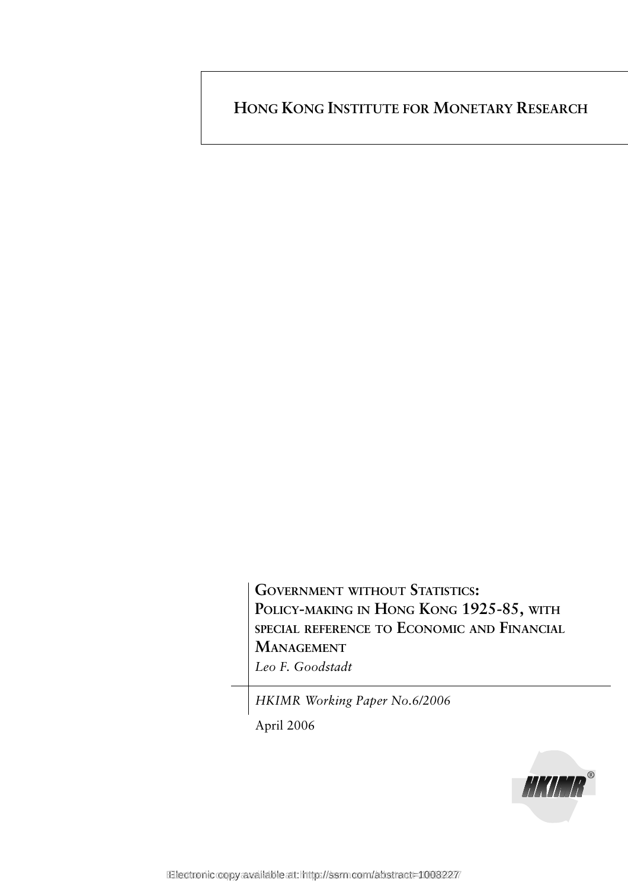HONG KONG INSTITUTE FOR MONETARY RESEARCH

# GOVERNMENT WITHOUT STATISTICS: POLICY-MAKING IN HONG KONG 1925-85, WITH SPECIAL REFERENCE TO ECONOMIC AND FINANCIAL MANAGEMENT

*Leo F. Goodstadt*

*HKIMR Working Paper No.6/2006*

April 2006

Electronic copy available at: http://ssrn.com/abstract=1008227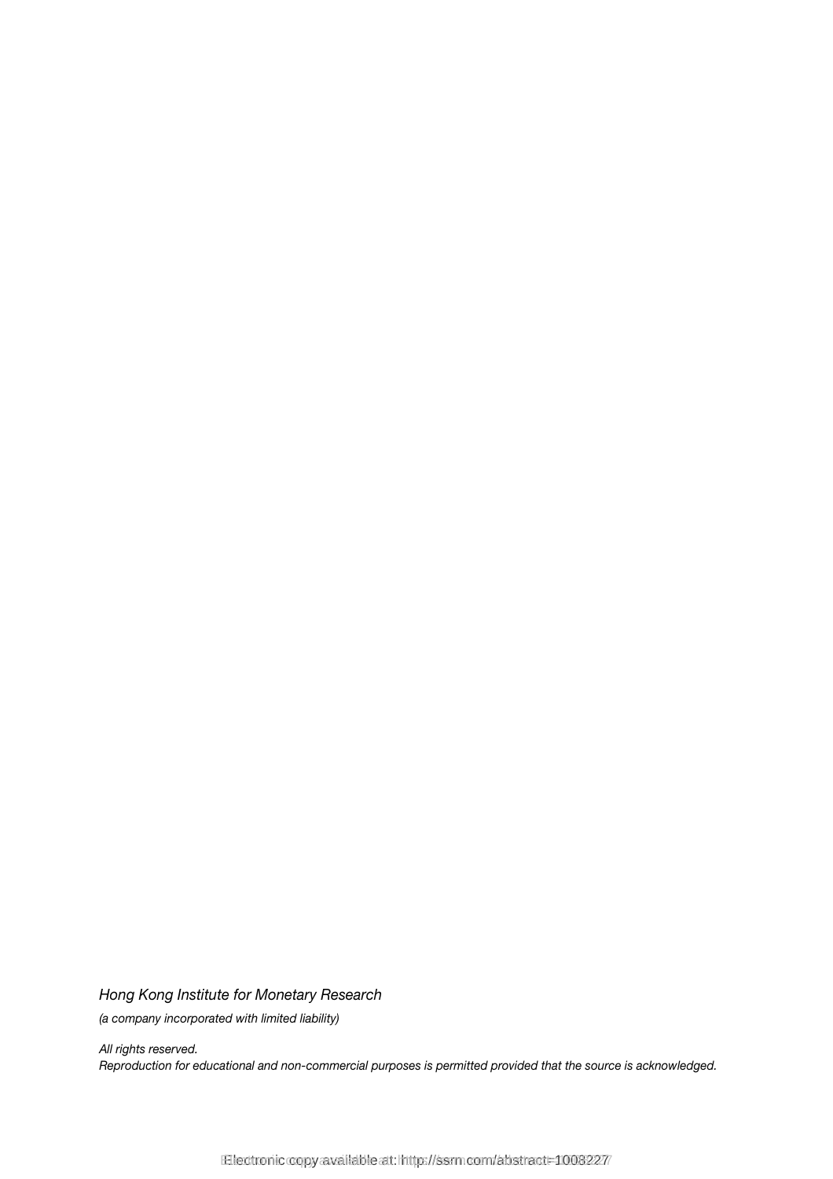*Hong Kong Institute for Monetary Research*

*(a company incorporated with limited liability)*

*All rights reserved.*
*Reproduction for educational and non-commercial purposes is permitted provided that the source is acknowledged.*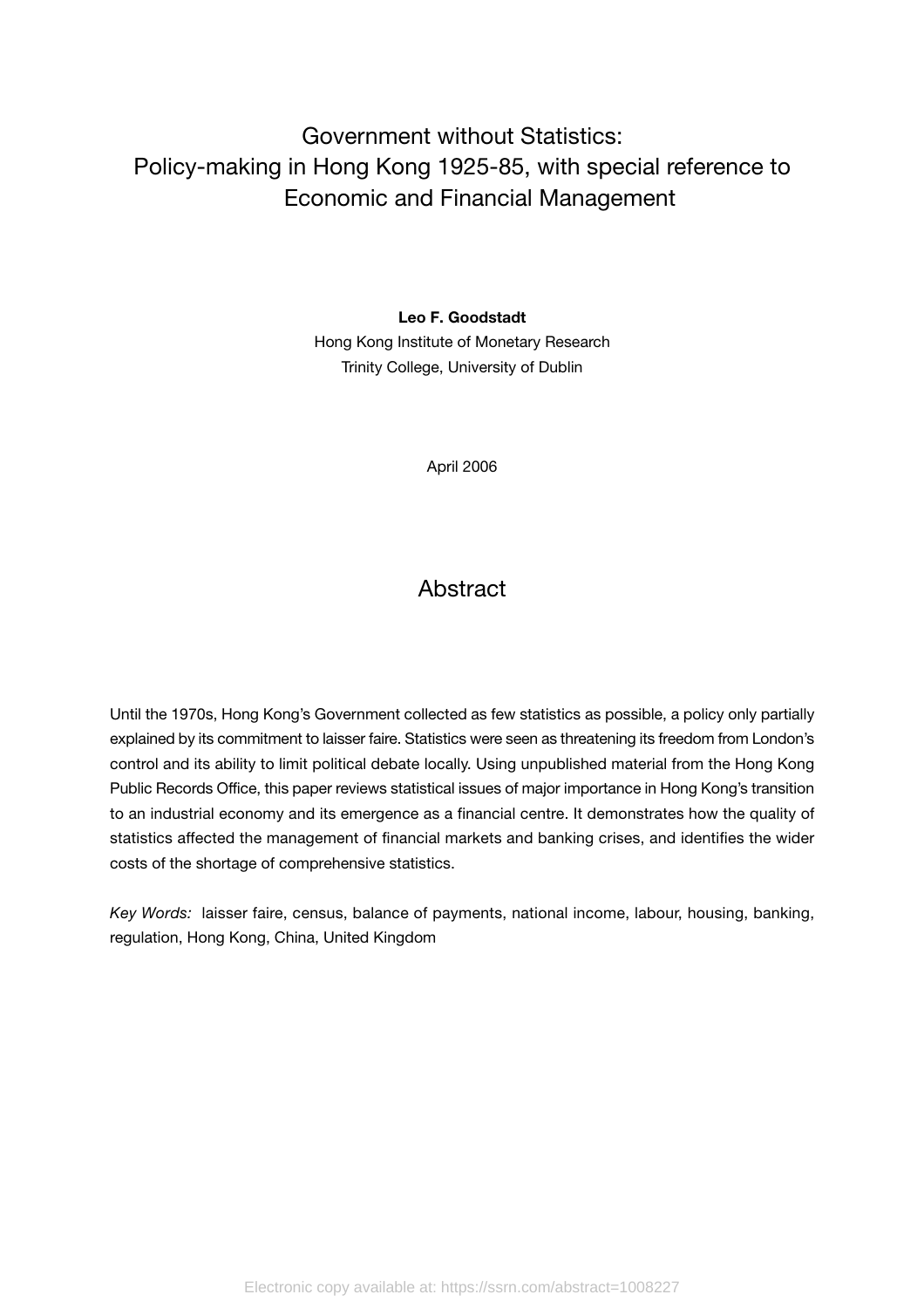# Government without Statistics: Policy-making in Hong Kong 1925-85, with special reference to Economic and Financial Management

**Leo F. Goodstadt**

Hong Kong Institute of Monetary Research

Trinity College, University of Dublin

April 2006

## Abstract

Until the 1970s, Hong Kong's Government collected as few statistics as possible, a policy only partially explained by its commitment to laisser faire. Statistics were seen as threatening its freedom from London's control and its ability to limit political debate locally. Using unpublished material from the Hong Kong Public Records Office, this paper reviews statistical issues of major importance in Hong Kong's transition to an industrial economy and its emergence as a financial centre. It demonstrates how the quality of statistics affected the management of financial markets and banking crises, and identifies the wider costs of the shortage of comprehensive statistics.

*Key Words:* laisser faire, census, balance of payments, national income, labour, housing, banking, regulation, Hong Kong, China, United Kingdom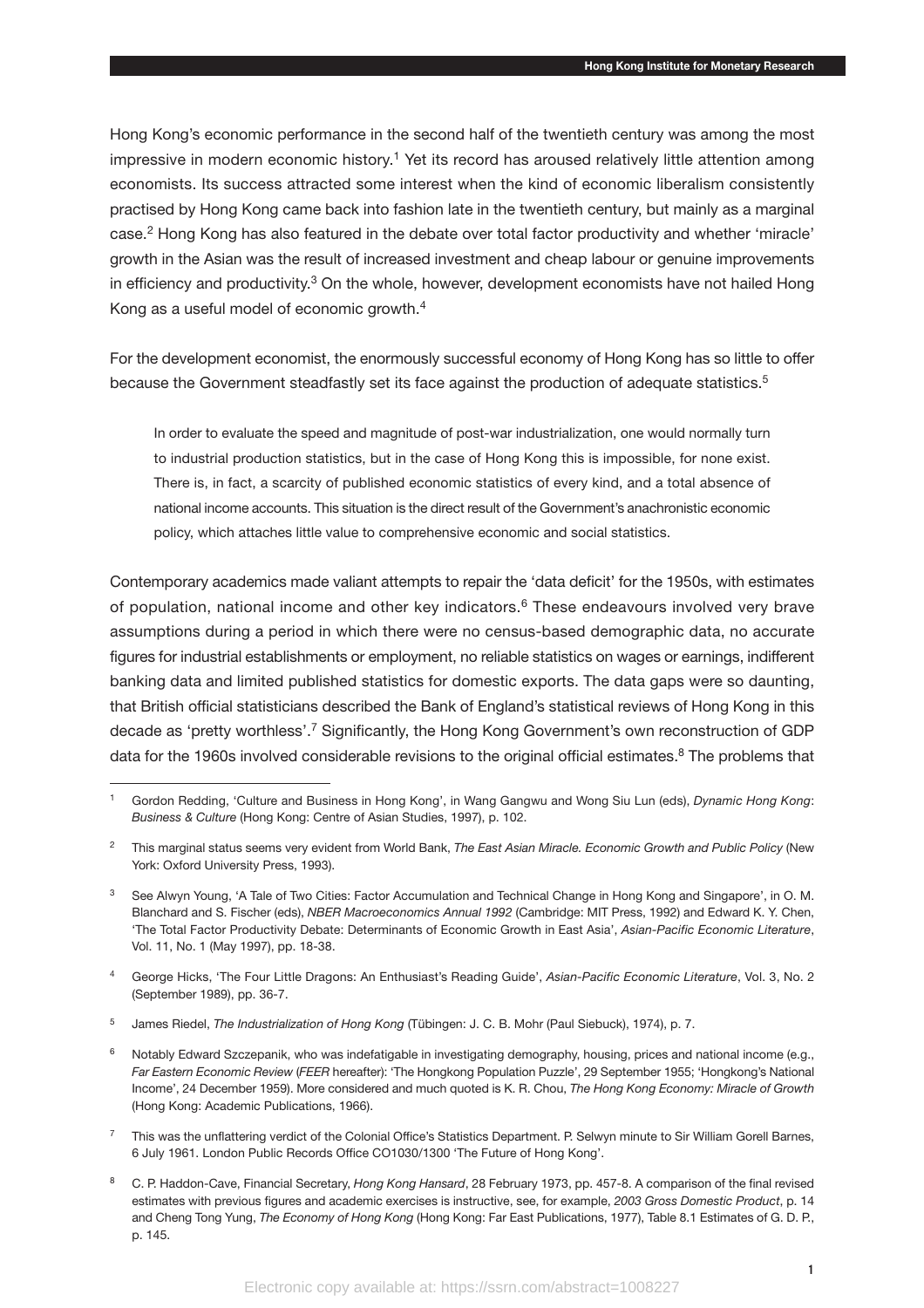Hong Kong's economic performance in the second half of the twentieth century was among the most impressive in modern economic history.[1] Yet its record has aroused relatively little attention among economists. Its success attracted some interest when the kind of economic liberalism consistently practised by Hong Kong came back into fashion late in the twentieth century, but mainly as a marginal case.[2] Hong Kong has also featured in the debate over total factor productivity and whether 'miracle' growth in the Asian was the result of increased investment and cheap labour or genuine improvements in efficiency and productivity.[3] On the whole, however, development economists have not hailed Hong Kong as a useful model of economic growth.[4]

For the development economist, the enormously successful economy of Hong Kong has so little to offer because the Government steadfastly set its face against the production of adequate statistics.[5]

> In order to evaluate the speed and magnitude of post-war industrialization, one would normally turn to industrial production statistics, but in the case of Hong Kong this is impossible, for none exist. There is, in fact, a scarcity of published economic statistics of every kind, and a total absence of national income accounts. This situation is the direct result of the Government's anachronistic economic policy, which attaches little value to comprehensive economic and social statistics.

Contemporary academics made valiant attempts to repair the 'data deficit' for the 1950s, with estimates of population, national income and other key indicators.[6] These endeavours involved very brave assumptions during a period in which there were no census-based demographic data, no accurate figures for industrial establishments or employment, no reliable statistics on wages or earnings, indifferent banking data and limited published statistics for domestic exports. The data gaps were so daunting, that British official statisticians described the Bank of England's statistical reviews of Hong Kong in this decade as 'pretty worthless'.[7] Significantly, the Hong Kong Government's own reconstruction of GDP data for the 1960s involved considerable revisions to the original official estimates.[8] The problems that

---

[1] Gordon Redding, 'Culture and Business in Hong Kong', in Wang Gangwu and Wong Siu Lun (eds), *Dynamic Hong Kong: Business & Culture* (Hong Kong: Centre of Asian Studies, 1997), p. 102.

[2] This marginal status seems very evident from World Bank, *The East Asian Miracle. Economic Growth and Public Policy* (New York: Oxford University Press, 1993).

[3] See Alwyn Young, 'A Tale of Two Cities: Factor Accumulation and Technical Change in Hong Kong and Singapore', in O. M. Blanchard and S. Fischer (eds), *NBER Macroeconomics Annual 1992* (Cambridge: MIT Press, 1992) and Edward K. Y. Chen, 'The Total Factor Productivity Debate: Determinants of Economic Growth in East Asia', *Asian-Pacific Economic Literature*, Vol. 11, No. 1 (May 1997), pp. 18-38.

[4] George Hicks, 'The Four Little Dragons: An Enthusiast's Reading Guide', *Asian-Pacific Economic Literature*, Vol. 3, No. 2 (September 1989), pp. 36-7.

[5] James Riedel, *The Industrialization of Hong Kong* (Tübingen: J. C. B. Mohr (Paul Siebuck), 1974), p. 7.

[6] Notably Edward Szczepanik, who was indefatigable in investigating demography, housing, prices and national income (e.g., *Far Eastern Economic Review* (*FEER* hereafter): 'The Hongkong Population Puzzle', 29 September 1955; 'Hongkong's National Income', 24 December 1959). More considered and much quoted is K. R. Chou, *The Hong Kong Economy: Miracle of Growth* (Hong Kong: Academic Publications, 1966).

[7] This was the unflattering verdict of the Colonial Office's Statistics Department. P. Selwyn minute to Sir William Gorell Barnes, 6 July 1961. London Public Records Office CO1030/1300 'The Future of Hong Kong'.

[8] C. P. Haddon-Cave, Financial Secretary, *Hong Kong Hansard*, 28 February 1973, pp. 457-8. A comparison of the final revised estimates with previous figures and academic exercises is instructive, see, for example, *2003 Gross Domestic Product*, p. 14 and Cheng Tong Yung, *The Economy of Hong Kong* (Hong Kong: Far East Publications, 1977), Table 8.1 Estimates of G. D. P., p. 145.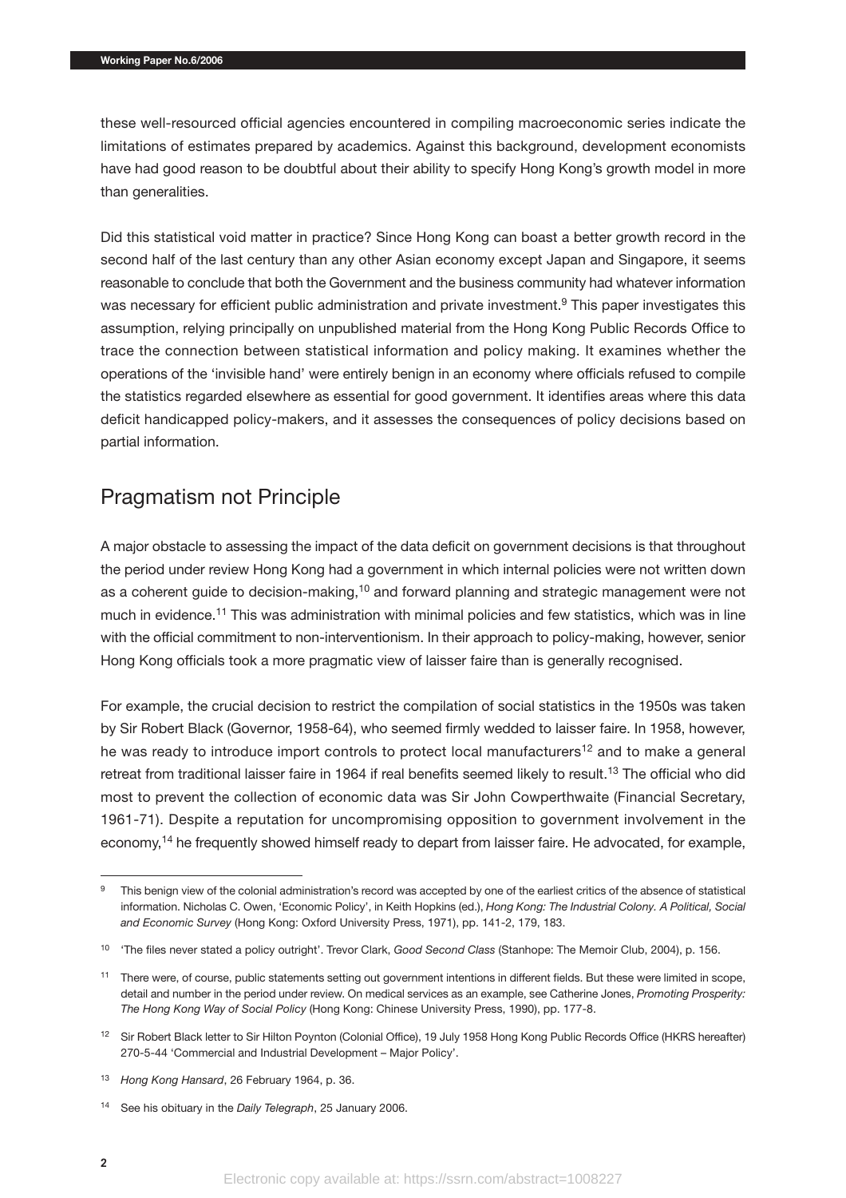these well-resourced official agencies encountered in compiling macroeconomic series indicate the limitations of estimates prepared by academics. Against this background, development economists have had good reason to be doubtful about their ability to specify Hong Kong's growth model in more than generalities.

Did this statistical void matter in practice? Since Hong Kong can boast a better growth record in the second half of the last century than any other Asian economy except Japan and Singapore, it seems reasonable to conclude that both the Government and the business community had whatever information was necessary for efficient public administration and private investment.[9] This paper investigates this assumption, relying principally on unpublished material from the Hong Kong Public Records Office to trace the connection between statistical information and policy making. It examines whether the operations of the 'invisible hand' were entirely benign in an economy where officials refused to compile the statistics regarded elsewhere as essential for good government. It identifies areas where this data deficit handicapped policy-makers, and it assesses the consequences of policy decisions based on partial information.

## Pragmatism not Principle

A major obstacle to assessing the impact of the data deficit on government decisions is that throughout the period under review Hong Kong had a government in which internal policies were not written down as a coherent guide to decision-making,[10] and forward planning and strategic management were not much in evidence.[11] This was administration with minimal policies and few statistics, which was in line with the official commitment to non-interventionism. In their approach to policy-making, however, senior Hong Kong officials took a more pragmatic view of laisser faire than is generally recognised.

For example, the crucial decision to restrict the compilation of social statistics in the 1950s was taken by Sir Robert Black (Governor, 1958-64), who seemed firmly wedded to laisser faire. In 1958, however, he was ready to introduce import controls to protect local manufacturers[12] and to make a general retreat from traditional laisser faire in 1964 if real benefits seemed likely to result.[13] The official who did most to prevent the collection of economic data was Sir John Cowperthwaite (Financial Secretary, 1961-71). Despite a reputation for uncompromising opposition to government involvement in the economy,[14] he frequently showed himself ready to depart from laisser faire. He advocated, for example,

---

[9] This benign view of the colonial administration's record was accepted by one of the earliest critics of the absence of statistical information. Nicholas C. Owen, 'Economic Policy', in Keith Hopkins (ed.), *Hong Kong: The Industrial Colony. A Political, Social and Economic Survey* (Hong Kong: Oxford University Press, 1971), pp. 141-2, 179, 183.

[10] 'The files never stated a policy outright'. Trevor Clark, *Good Second Class* (Stanhope: The Memoir Club, 2004), p. 156.

[11] There were, of course, public statements setting out government intentions in different fields. But these were limited in scope, detail and number in the period under review. On medical services as an example, see Catherine Jones, *Promoting Prosperity: The Hong Kong Way of Social Policy* (Hong Kong: Chinese University Press, 1990), pp. 177-8.

[12] Sir Robert Black letter to Sir Hilton Poynton (Colonial Office), 19 July 1958 Hong Kong Public Records Office (HKRS hereafter) 270-5-44 'Commercial and Industrial Development – Major Policy'.

[13] *Hong Kong Hansard*, 26 February 1964, p. 36.

[14] See his obituary in the *Daily Telegraph*, 25 January 2006.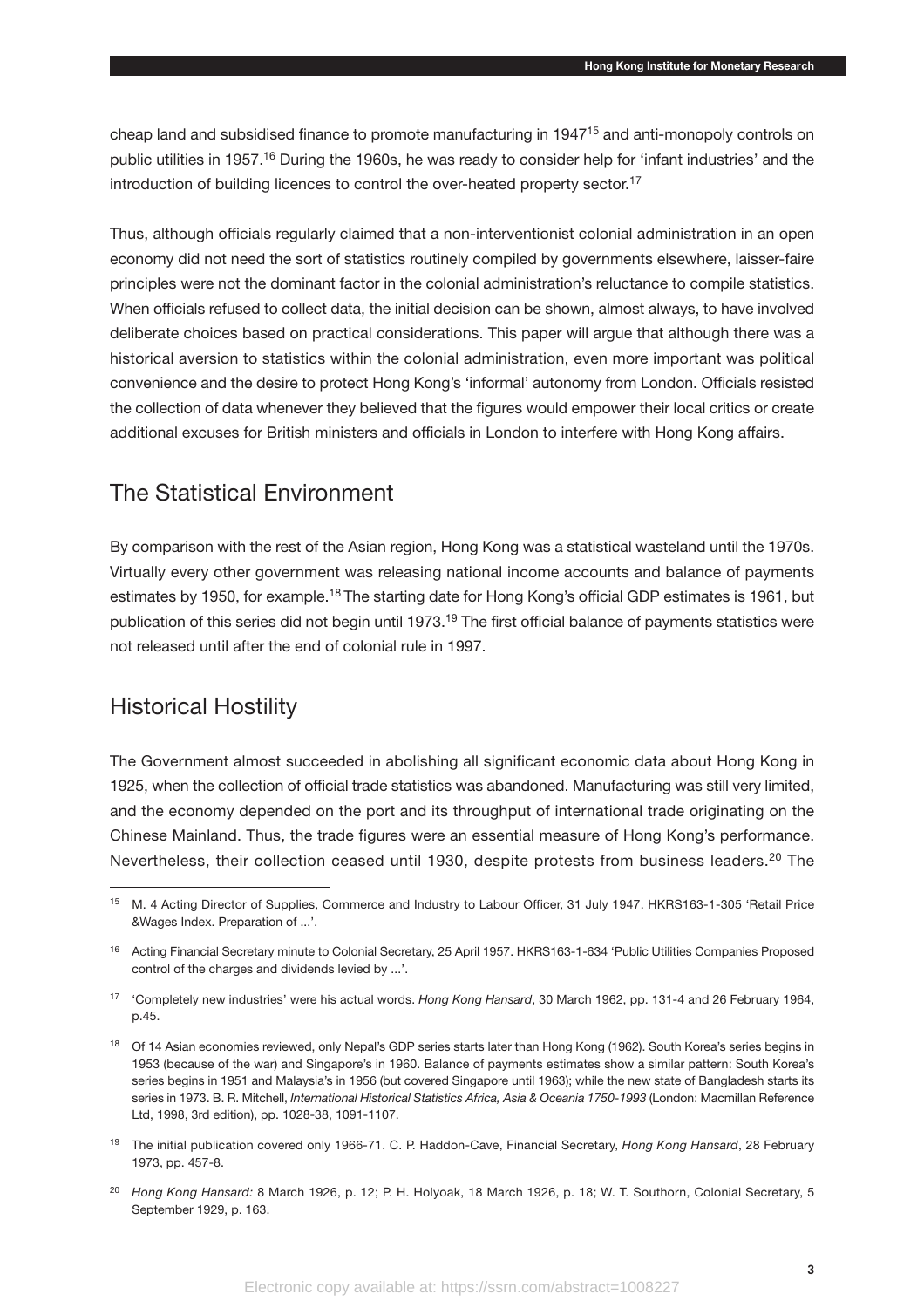cheap land and subsidised finance to promote manufacturing in 1947[15] and anti-monopoly controls on public utilities in 1957.[16] During the 1960s, he was ready to consider help for 'infant industries' and the introduction of building licences to control the over-heated property sector.[17]

Thus, although officials regularly claimed that a non-interventionist colonial administration in an open economy did not need the sort of statistics routinely compiled by governments elsewhere, laisser-faire principles were not the dominant factor in the colonial administration's reluctance to compile statistics. When officials refused to collect data, the initial decision can be shown, almost always, to have involved deliberate choices based on practical considerations. This paper will argue that although there was a historical aversion to statistics within the colonial administration, even more important was political convenience and the desire to protect Hong Kong's 'informal' autonomy from London. Officials resisted the collection of data whenever they believed that the figures would empower their local critics or create additional excuses for British ministers and officials in London to interfere with Hong Kong affairs.

## The Statistical Environment

By comparison with the rest of the Asian region, Hong Kong was a statistical wasteland until the 1970s. Virtually every other government was releasing national income accounts and balance of payments estimates by 1950, for example.[18] The starting date for Hong Kong's official GDP estimates is 1961, but publication of this series did not begin until 1973.[19] The first official balance of payments statistics were not released until after the end of colonial rule in 1997.

## Historical Hostility

The Government almost succeeded in abolishing all significant economic data about Hong Kong in 1925, when the collection of official trade statistics was abandoned. Manufacturing was still very limited, and the economy depended on the port and its throughput of international trade originating on the Chinese Mainland. Thus, the trade figures were an essential measure of Hong Kong's performance. Nevertheless, their collection ceased until 1930, despite protests from business leaders.[20] The

---

[15] M. 4 Acting Director of Supplies, Commerce and Industry to Labour Officer, 31 July 1947. HKRS163-1-305 'Retail Price &Wages Index. Preparation of ...'.

[16] Acting Financial Secretary minute to Colonial Secretary, 25 April 1957. HKRS163-1-634 'Public Utilities Companies Proposed control of the charges and dividends levied by ...'.

[17] 'Completely new industries' were his actual words. *Hong Kong Hansard*, 30 March 1962, pp. 131-4 and 26 February 1964, p.45.

[18] Of 14 Asian economies reviewed, only Nepal's GDP series starts later than Hong Kong (1962). South Korea's series begins in 1953 (because of the war) and Singapore's in 1960. Balance of payments estimates show a similar pattern: South Korea's series begins in 1951 and Malaysia's in 1956 (but covered Singapore until 1963); while the new state of Bangladesh starts its series in 1973. B. R. Mitchell, *International Historical Statistics Africa, Asia & Oceania 1750-1993* (London: Macmillan Reference Ltd, 1998, 3rd edition), pp. 1028-38, 1091-1107.

[19] The initial publication covered only 1966-71. C. P. Haddon-Cave, Financial Secretary, *Hong Kong Hansard*, 28 February 1973, pp. 457-8.

[20] *Hong Kong Hansard:* 8 March 1926, p. 12; P. H. Holyoak, 18 March 1926, p. 18; W. T. Southorn, Colonial Secretary, 5 September 1929, p. 163.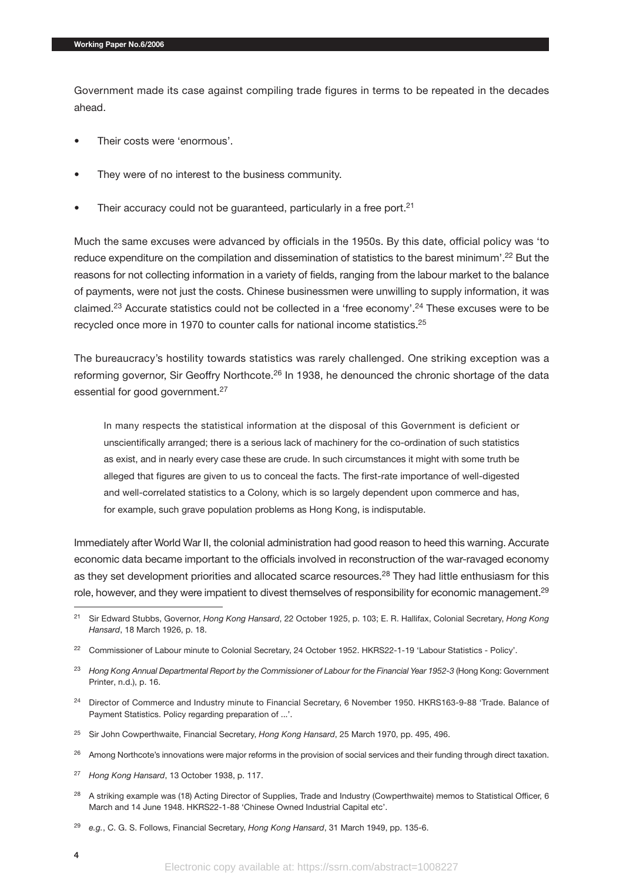Government made its case against compiling trade figures in terms to be repeated in the decades ahead.

- Their costs were 'enormous'.
- They were of no interest to the business community.
- Their accuracy could not be guaranteed, particularly in a free port.[21]

Much the same excuses were advanced by officials in the 1950s. By this date, official policy was 'to reduce expenditure on the compilation and dissemination of statistics to the barest minimum'.[22] But the reasons for not collecting information in a variety of fields, ranging from the labour market to the balance of payments, were not just the costs. Chinese businessmen were unwilling to supply information, it was claimed.[23] Accurate statistics could not be collected in a 'free economy'.[24] These excuses were to be recycled once more in 1970 to counter calls for national income statistics.[25]

The bureaucracy's hostility towards statistics was rarely challenged. One striking exception was a reforming governor, Sir Geoffry Northcote.[26] In 1938, he denounced the chronic shortage of the data essential for good government.[27]

> In many respects the statistical information at the disposal of this Government is deficient or unscientifically arranged; there is a serious lack of machinery for the co-ordination of such statistics as exist, and in nearly every case these are crude. In such circumstances it might with some truth be alleged that figures are given to us to conceal the facts. The first-rate importance of well-digested and well-correlated statistics to a Colony, which is so largely dependent upon commerce and has, for example, such grave population problems as Hong Kong, is indisputable.

Immediately after World War II, the colonial administration had good reason to heed this warning. Accurate economic data became important to the officials involved in reconstruction of the war-ravaged economy as they set development priorities and allocated scarce resources.[28] They had little enthusiasm for this role, however, and they were impatient to divest themselves of responsibility for economic management.[29]

---

[21] Sir Edward Stubbs, Governor, *Hong Kong Hansard*, 22 October 1925, p. 103; E. R. Hallifax, Colonial Secretary, *Hong Kong Hansard*, 18 March 1926, p. 18.

[22] Commissioner of Labour minute to Colonial Secretary, 24 October 1952. HKRS22-1-19 'Labour Statistics - Policy'.

[23] *Hong Kong Annual Departmental Report by the Commissioner of Labour for the Financial Year 1952-3* (Hong Kong: Government Printer, n.d.), p. 16.

[24] Director of Commerce and Industry minute to Financial Secretary, 6 November 1950. HKRS163-9-88 'Trade. Balance of Payment Statistics. Policy regarding preparation of ...'.

[25] Sir John Cowperthwaite, Financial Secretary, *Hong Kong Hansard*, 25 March 1970, pp. 495, 496.

[26] Among Northcote's innovations were major reforms in the provision of social services and their funding through direct taxation.

[27] *Hong Kong Hansard*, 13 October 1938, p. 117.

[28] A striking example was (18) Acting Director of Supplies, Trade and Industry (Cowperthwaite) memos to Statistical Officer, 6 March and 14 June 1948. HKRS22-1-88 'Chinese Owned Industrial Capital etc'.

[29] *e.g.*, C. G. S. Follows, Financial Secretary, *Hong Kong Hansard*, 31 March 1949, pp. 135-6.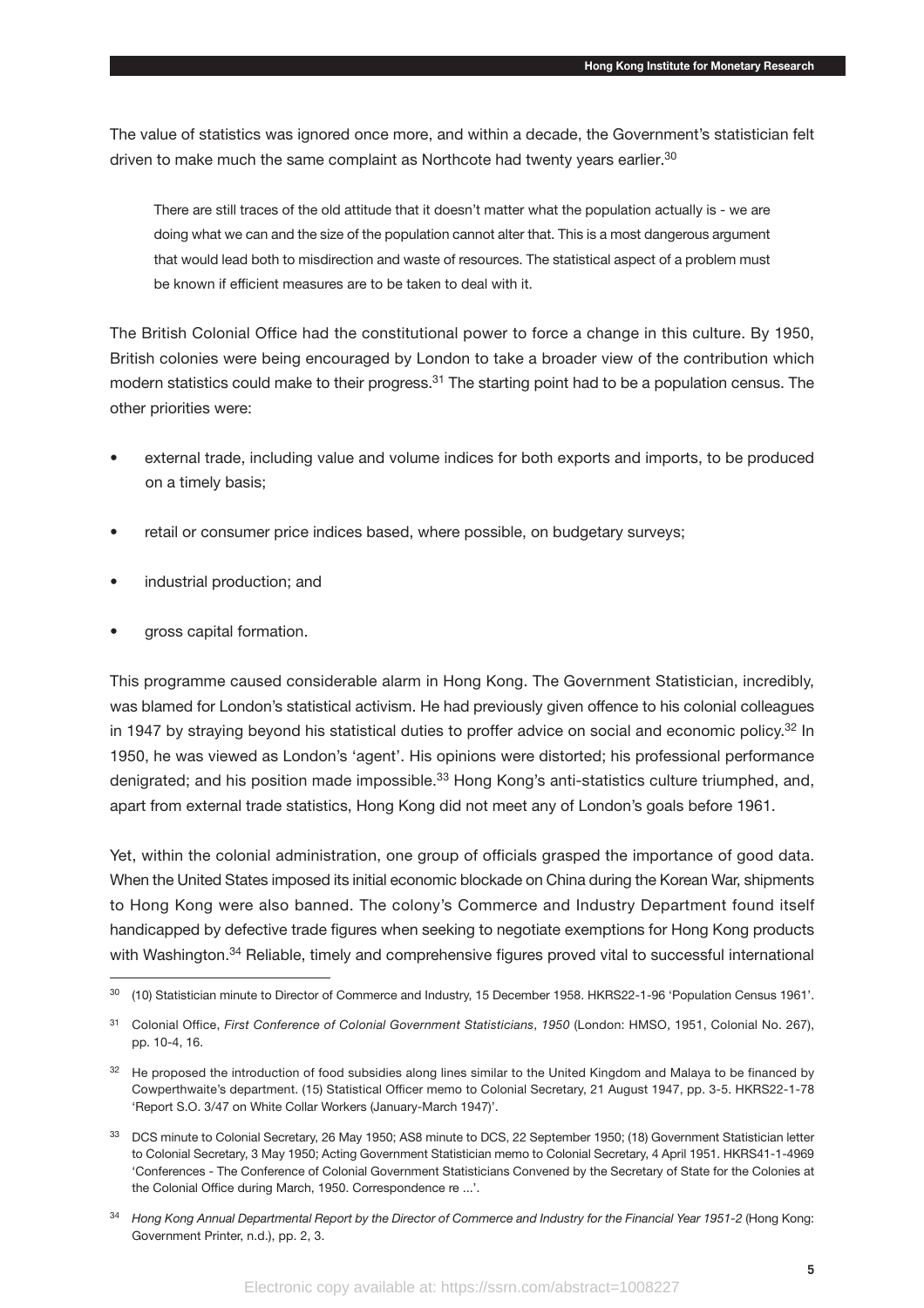The value of statistics was ignored once more, and within a decade, the Government's statistician felt driven to make much the same complaint as Northcote had twenty years earlier.[30]

> There are still traces of the old attitude that it doesn't matter what the population actually is - we are doing what we can and the size of the population cannot alter that. This is a most dangerous argument that would lead both to misdirection and waste of resources. The statistical aspect of a problem must be known if efficient measures are to be taken to deal with it.

The British Colonial Office had the constitutional power to force a change in this culture. By 1950, British colonies were being encouraged by London to take a broader view of the contribution which modern statistics could make to their progress.[31] The starting point had to be a population census. The other priorities were:

- external trade, including value and volume indices for both exports and imports, to be produced on a timely basis;
- retail or consumer price indices based, where possible, on budgetary surveys;
- industrial production; and
- gross capital formation.

This programme caused considerable alarm in Hong Kong. The Government Statistician, incredibly, was blamed for London's statistical activism. He had previously given offence to his colonial colleagues in 1947 by straying beyond his statistical duties to proffer advice on social and economic policy.[32] In 1950, he was viewed as London's 'agent'. His opinions were distorted; his professional performance denigrated; and his position made impossible.[33] Hong Kong's anti-statistics culture triumphed, and, apart from external trade statistics, Hong Kong did not meet any of London's goals before 1961.

Yet, within the colonial administration, one group of officials grasped the importance of good data. When the United States imposed its initial economic blockade on China during the Korean War, shipments to Hong Kong were also banned. The colony's Commerce and Industry Department found itself handicapped by defective trade figures when seeking to negotiate exemptions for Hong Kong products with Washington.[34] Reliable, timely and comprehensive figures proved vital to successful international

---

[30] (10) Statistician minute to Director of Commerce and Industry, 15 December 1958. HKRS22-1-96 'Population Census 1961'.

[31] Colonial Office, *First Conference of Colonial Government Statisticians*, *1950* (London: HMSO, 1951, Colonial No. 267), pp. 10-4, 16.

[32] He proposed the introduction of food subsidies along lines similar to the United Kingdom and Malaya to be financed by Cowperthwaite's department. (15) Statistical Officer memo to Colonial Secretary, 21 August 1947, pp. 3-5. HKRS22-1-78 'Report S.O. 3/47 on White Collar Workers (January-March 1947)'.

[33] DCS minute to Colonial Secretary, 26 May 1950; AS8 minute to DCS, 22 September 1950; (18) Government Statistician letter to Colonial Secretary, 3 May 1950; Acting Government Statistician memo to Colonial Secretary, 4 April 1951. HKRS41-1-4969 'Conferences - The Conference of Colonial Government Statisticians Convened by the Secretary of State for the Colonies at the Colonial Office during March, 1950. Correspondence re ...'.

[34] *Hong Kong Annual Departmental Report by the Director of Commerce and Industry for the Financial Year 1951-2* (Hong Kong: Government Printer, n.d.), pp. 2, 3.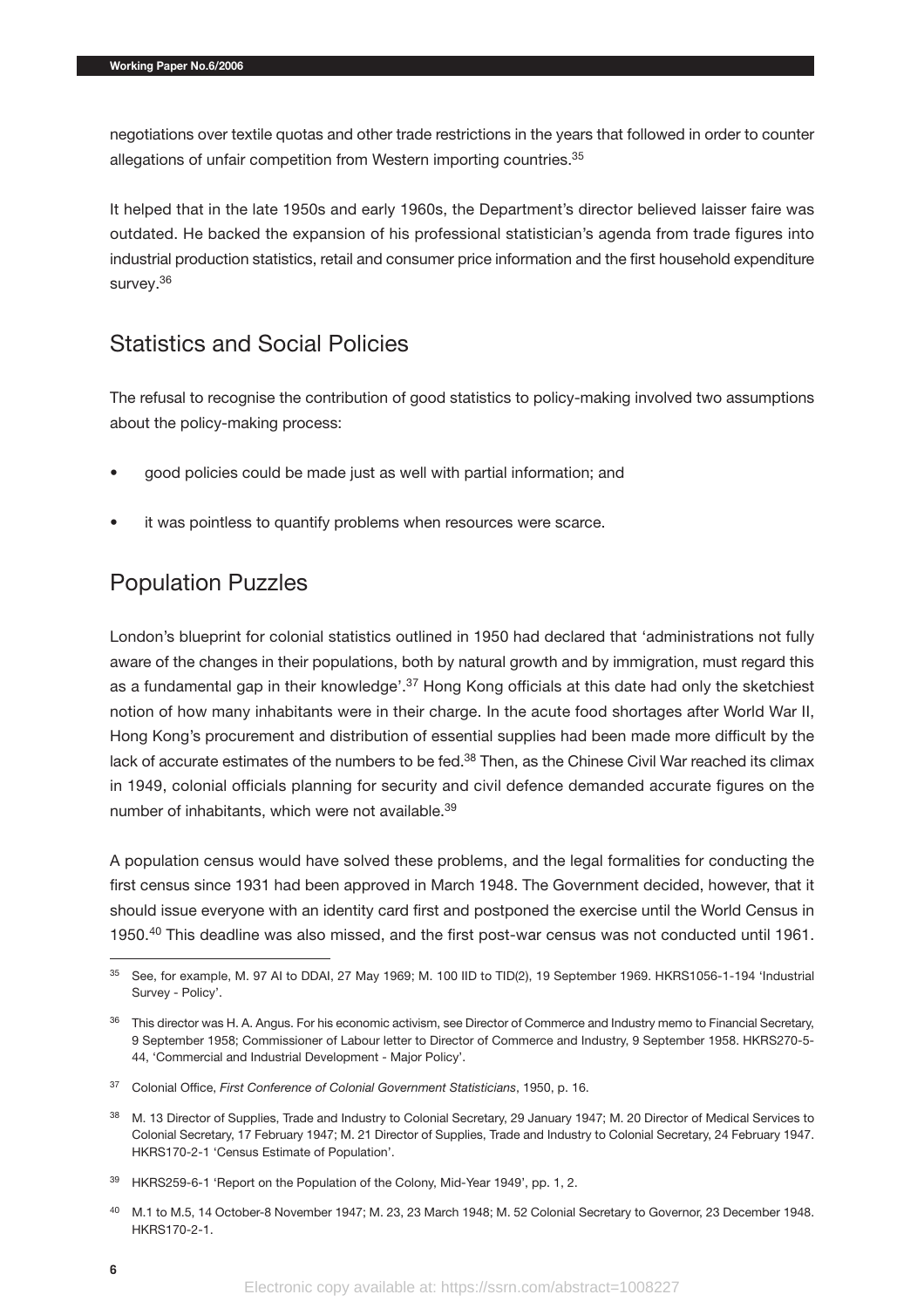negotiations over textile quotas and other trade restrictions in the years that followed in order to counter allegations of unfair competition from Western importing countries.[35]

It helped that in the late 1950s and early 1960s, the Department's director believed laisser faire was outdated. He backed the expansion of his professional statistician's agenda from trade figures into industrial production statistics, retail and consumer price information and the first household expenditure survey.[36]

## Statistics and Social Policies

The refusal to recognise the contribution of good statistics to policy-making involved two assumptions about the policy-making process:

- good policies could be made just as well with partial information; and
- it was pointless to quantify problems when resources were scarce.

## Population Puzzles

London's blueprint for colonial statistics outlined in 1950 had declared that 'administrations not fully aware of the changes in their populations, both by natural growth and by immigration, must regard this as a fundamental gap in their knowledge'.[37] Hong Kong officials at this date had only the sketchiest notion of how many inhabitants were in their charge. In the acute food shortages after World War II, Hong Kong's procurement and distribution of essential supplies had been made more difficult by the lack of accurate estimates of the numbers to be fed.[38] Then, as the Chinese Civil War reached its climax in 1949, colonial officials planning for security and civil defence demanded accurate figures on the number of inhabitants, which were not available.[39]

A population census would have solved these problems, and the legal formalities for conducting the first census since 1931 had been approved in March 1948. The Government decided, however, that it should issue everyone with an identity card first and postponed the exercise until the World Census in 1950.[40] This deadline was also missed, and the first post-war census was not conducted until 1961.

---

[35] See, for example, M. 97 AI to DDAI, 27 May 1969; M. 100 IID to TID(2), 19 September 1969. HKRS1056-1-194 'Industrial Survey - Policy'.

[36] This director was H. A. Angus. For his economic activism, see Director of Commerce and Industry memo to Financial Secretary, 9 September 1958; Commissioner of Labour letter to Director of Commerce and Industry, 9 September 1958. HKRS270-5-44, 'Commercial and Industrial Development - Major Policy'.

[37] Colonial Office, *First Conference of Colonial Government Statisticians*, 1950, p. 16.

[38] M. 13 Director of Supplies, Trade and Industry to Colonial Secretary, 29 January 1947; M. 20 Director of Medical Services to Colonial Secretary, 17 February 1947; M. 21 Director of Supplies, Trade and Industry to Colonial Secretary, 24 February 1947. HKRS170-2-1 'Census Estimate of Population'.

[39] HKRS259-6-1 'Report on the Population of the Colony, Mid-Year 1949', pp. 1, 2.

[40] M.1 to M.5, 14 October-8 November 1947; M. 23, 23 March 1948; M. 52 Colonial Secretary to Governor, 23 December 1948. HKRS170-2-1.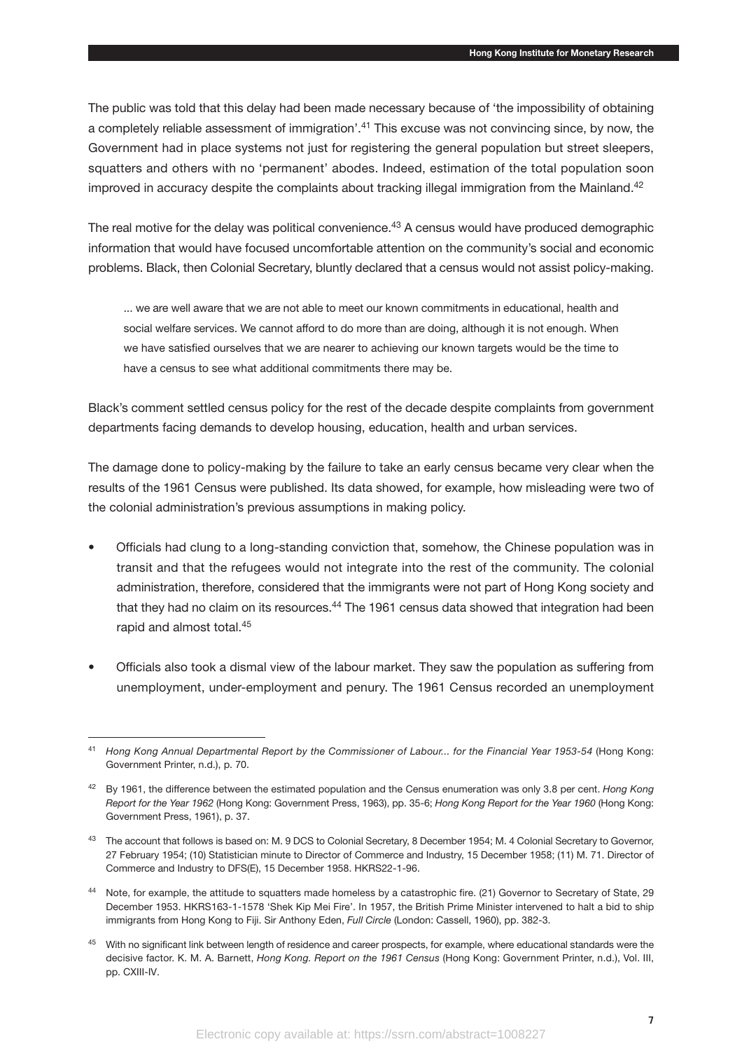The public was told that this delay had been made necessary because of 'the impossibility of obtaining a completely reliable assessment of immigration'.[41] This excuse was not convincing since, by now, the Government had in place systems not just for registering the general population but street sleepers, squatters and others with no 'permanent' abodes. Indeed, estimation of the total population soon improved in accuracy despite the complaints about tracking illegal immigration from the Mainland.[42]

The real motive for the delay was political convenience.[43] A census would have produced demographic information that would have focused uncomfortable attention on the community's social and economic problems. Black, then Colonial Secretary, bluntly declared that a census would not assist policy-making.

> ... we are well aware that we are not able to meet our known commitments in educational, health and social welfare services. We cannot afford to do more than are doing, although it is not enough. When we have satisfied ourselves that we are nearer to achieving our known targets would be the time to have a census to see what additional commitments there may be.

Black's comment settled census policy for the rest of the decade despite complaints from government departments facing demands to develop housing, education, health and urban services.

The damage done to policy-making by the failure to take an early census became very clear when the results of the 1961 Census were published. Its data showed, for example, how misleading were two of the colonial administration's previous assumptions in making policy.

- Officials had clung to a long-standing conviction that, somehow, the Chinese population was in transit and that the refugees would not integrate into the rest of the community. The colonial administration, therefore, considered that the immigrants were not part of Hong Kong society and that they had no claim on its resources.[44] The 1961 census data showed that integration had been rapid and almost total.[45]

- Officials also took a dismal view of the labour market. They saw the population as suffering from unemployment, under-employment and penury. The 1961 Census recorded an unemployment

---

[41] *Hong Kong Annual Departmental Report by the Commissioner of Labour... for the Financial Year 1953-54* (Hong Kong: Government Printer, n.d.), p. 70.

[42] By 1961, the difference between the estimated population and the Census enumeration was only 3.8 per cent. *Hong Kong Report for the Year 1962* (Hong Kong: Government Press, 1963), pp. 35-6; *Hong Kong Report for the Year 1960* (Hong Kong: Government Press, 1961), p. 37.

[43] The account that follows is based on: M. 9 DCS to Colonial Secretary, 8 December 1954; M. 4 Colonial Secretary to Governor, 27 February 1954; (10) Statistician minute to Director of Commerce and Industry, 15 December 1958; (11) M. 71. Director of Commerce and Industry to DFS(E), 15 December 1958. HKRS22-1-96.

[44] Note, for example, the attitude to squatters made homeless by a catastrophic fire. (21) Governor to Secretary of State, 29 December 1953. HKRS163-1-1578 'Shek Kip Mei Fire'. In 1957, the British Prime Minister intervened to halt a bid to ship immigrants from Hong Kong to Fiji. Sir Anthony Eden, *Full Circle* (London: Cassell, 1960), pp. 382-3.

[45] With no significant link between length of residence and career prospects, for example, where educational standards were the decisive factor. K. M. A. Barnett, *Hong Kong. Report on the 1961 Census* (Hong Kong: Government Printer, n.d.), Vol. III, pp. CXIII-IV.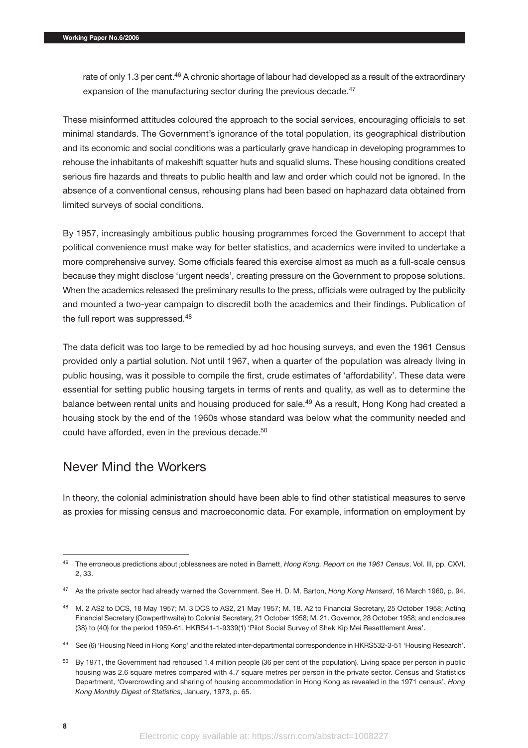rate of only 1.3 per cent.[46] A chronic shortage of labour had developed as a result of the extraordinary expansion of the manufacturing sector during the previous decade.[47]

These misinformed attitudes coloured the approach to the social services, encouraging officials to set minimal standards. The Government's ignorance of the total population, its geographical distribution and its economic and social conditions was a particularly grave handicap in developing programmes to rehouse the inhabitants of makeshift squatter huts and squalid slums. These housing conditions created serious fire hazards and threats to public health and law and order which could not be ignored. In the absence of a conventional census, rehousing plans had been based on haphazard data obtained from limited surveys of social conditions.

By 1957, increasingly ambitious public housing programmes forced the Government to accept that political convenience must make way for better statistics, and academics were invited to undertake a more comprehensive survey. Some officials feared this exercise almost as much as a full-scale census because they might disclose 'urgent needs', creating pressure on the Government to propose solutions. When the academics released the preliminary results to the press, officials were outraged by the publicity and mounted a two-year campaign to discredit both the academics and their findings. Publication of the full report was suppressed.[48]

The data deficit was too large to be remedied by ad hoc housing surveys, and even the 1961 Census provided only a partial solution. Not until 1967, when a quarter of the population was already living in public housing, was it possible to compile the first, crude estimates of 'affordability'. These data were essential for setting public housing targets in terms of rents and quality, as well as to determine the balance between rental units and housing produced for sale.[49] As a result, Hong Kong had created a housing stock by the end of the 1960s whose standard was below what the community needed and could have afforded, even in the previous decade.[50]

## Never Mind the Workers

In theory, the colonial administration should have been able to find other statistical measures to serve as proxies for missing census and macroeconomic data. For example, information on employment by

---

[46] The erroneous predictions about joblessness are noted in Barnett, *Hong Kong. Report on the 1961 Census*, Vol. III, pp. CXVI, 2, 33.

[47] As the private sector had already warned the Government. See H. D. M. Barton, *Hong Kong Hansard*, 16 March 1960, p. 94.

[48] M. 2 AS2 to DCS, 18 May 1957; M. 3 DCS to AS2, 21 May 1957; M. 18. A2 to Financial Secretary, 25 October 1958; Acting Financial Secretary (Cowperthwaite) to Colonial Secretary, 21 October 1958; M. 21. Governor, 28 October 1958; and enclosures (38) to (40) for the period 1959-61. HKRS41-1-9339(1) 'Pilot Social Survey of Shek Kip Mei Resettlement Area'.

[49] See (6) 'Housing Need in Hong Kong' and the related inter-departmental correspondence in HKRS532-3-51 'Housing Research'.

[50] By 1971, the Government had rehoused 1.4 million people (36 per cent of the population). Living space per person in public housing was 2.6 square metres compared with 4.7 square metres per person in the private sector. Census and Statistics Department, 'Overcrowding and sharing of housing accommodation in Hong Kong as revealed in the 1971 census', *Hong Kong Monthly Digest of Statistics*, January, 1973, p. 65.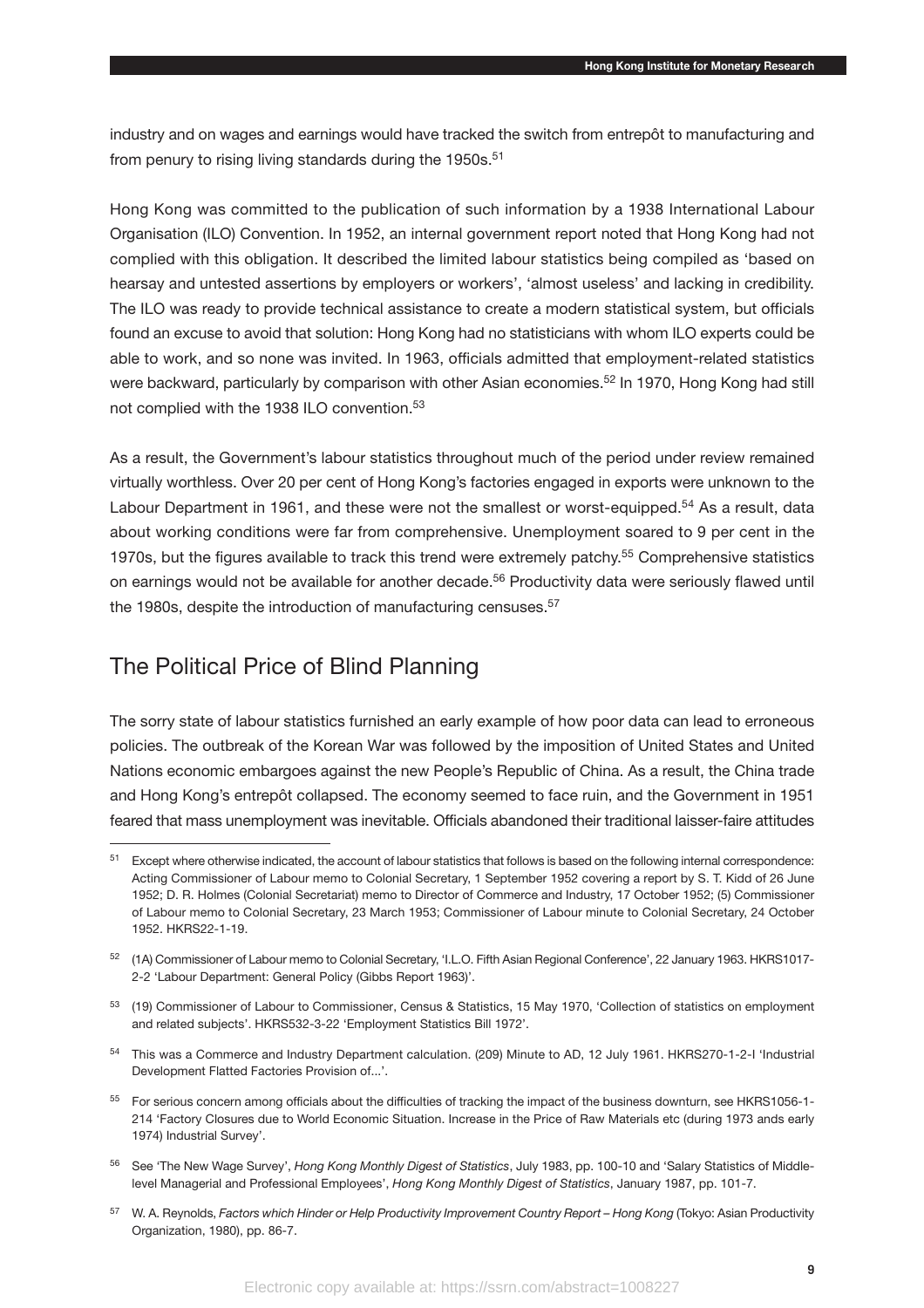industry and on wages and earnings would have tracked the switch from entrepôt to manufacturing and from penury to rising living standards during the 1950s.[51]

Hong Kong was committed to the publication of such information by a 1938 International Labour Organisation (ILO) Convention. In 1952, an internal government report noted that Hong Kong had not complied with this obligation. It described the limited labour statistics being compiled as 'based on hearsay and untested assertions by employers or workers', 'almost useless' and lacking in credibility. The ILO was ready to provide technical assistance to create a modern statistical system, but officials found an excuse to avoid that solution: Hong Kong had no statisticians with whom ILO experts could be able to work, and so none was invited. In 1963, officials admitted that employment-related statistics were backward, particularly by comparison with other Asian economies.[52] In 1970, Hong Kong had still not complied with the 1938 ILO convention.[53]

As a result, the Government's labour statistics throughout much of the period under review remained virtually worthless. Over 20 per cent of Hong Kong's factories engaged in exports were unknown to the Labour Department in 1961, and these were not the smallest or worst-equipped.[54] As a result, data about working conditions were far from comprehensive. Unemployment soared to 9 per cent in the 1970s, but the figures available to track this trend were extremely patchy.[55] Comprehensive statistics on earnings would not be available for another decade.[56] Productivity data were seriously flawed until the 1980s, despite the introduction of manufacturing censuses.[57]

## The Political Price of Blind Planning

The sorry state of labour statistics furnished an early example of how poor data can lead to erroneous policies. The outbreak of the Korean War was followed by the imposition of United States and United Nations economic embargoes against the new People's Republic of China. As a result, the China trade and Hong Kong's entrepôt collapsed. The economy seemed to face ruin, and the Government in 1951 feared that mass unemployment was inevitable. Officials abandoned their traditional laisser-faire attitudes

---

[51] Except where otherwise indicated, the account of labour statistics that follows is based on the following internal correspondence: Acting Commissioner of Labour memo to Colonial Secretary, 1 September 1952 covering a report by S. T. Kidd of 26 June 1952; D. R. Holmes (Colonial Secretariat) memo to Director of Commerce and Industry, 17 October 1952; (5) Commissioner of Labour memo to Colonial Secretary, 23 March 1953; Commissioner of Labour minute to Colonial Secretary, 24 October 1952. HKRS22-1-19.

[52] (1A) Commissioner of Labour memo to Colonial Secretary, 'I.L.O. Fifth Asian Regional Conference', 22 January 1963. HKRS1017-2-2 'Labour Department: General Policy (Gibbs Report 1963)'.

[53] (19) Commissioner of Labour to Commissioner, Census & Statistics, 15 May 1970, 'Collection of statistics on employment and related subjects'. HKRS532-3-22 'Employment Statistics Bill 1972'.

[54] This was a Commerce and Industry Department calculation. (209) Minute to AD, 12 July 1961. HKRS270-1-2-I 'Industrial Development Flatted Factories Provision of...'.

[55] For serious concern among officials about the difficulties of tracking the impact of the business downturn, see HKRS1056-1-214 'Factory Closures due to World Economic Situation. Increase in the Price of Raw Materials etc (during 1973 ands early 1974) Industrial Survey'.

[56] See 'The New Wage Survey', *Hong Kong Monthly Digest of Statistics*, July 1983, pp. 100-10 and 'Salary Statistics of Middle-level Managerial and Professional Employees', *Hong Kong Monthly Digest of Statistics*, January 1987, pp. 101-7.

[57] W. A. Reynolds, *Factors which Hinder or Help Productivity Improvement Country Report – Hong Kong* (Tokyo: Asian Productivity Organization, 1980), pp. 86-7.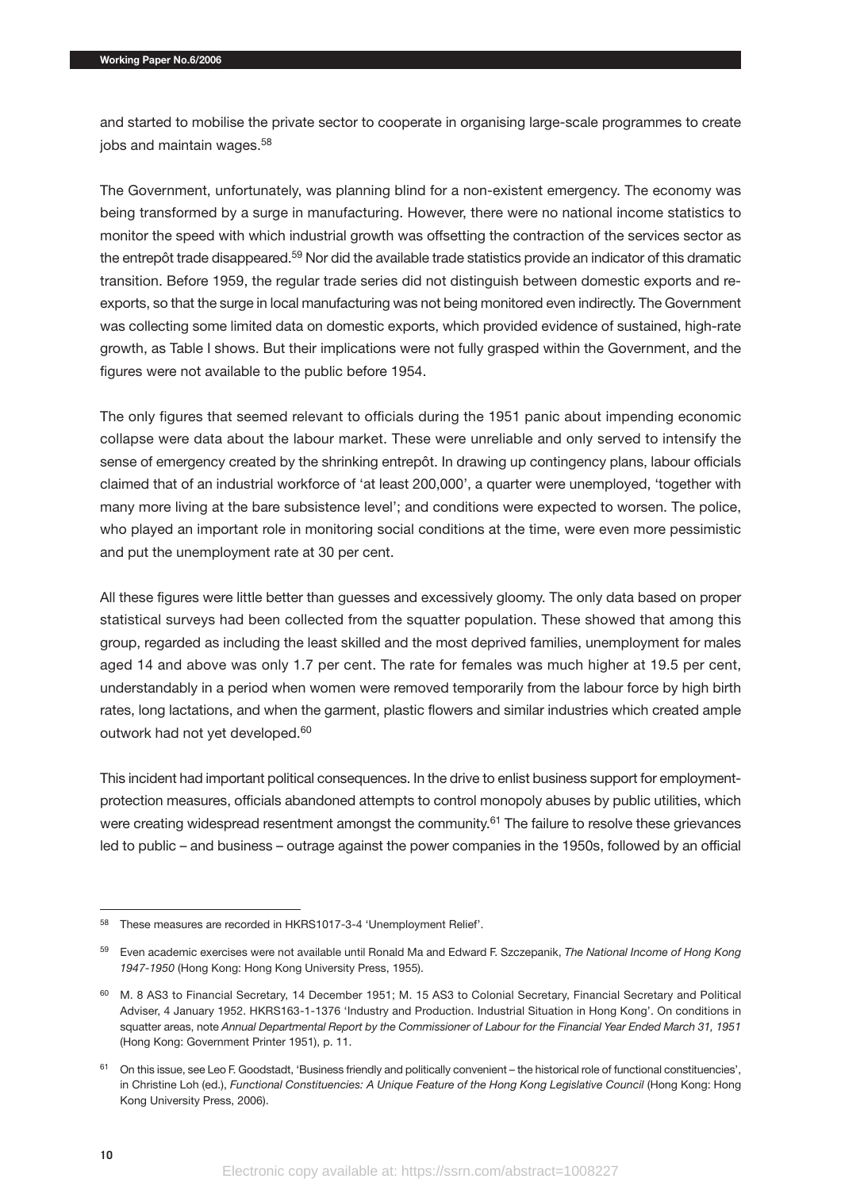and started to mobilise the private sector to cooperate in organising large-scale programmes to create jobs and maintain wages.[58]

The Government, unfortunately, was planning blind for a non-existent emergency. The economy was being transformed by a surge in manufacturing. However, there were no national income statistics to monitor the speed with which industrial growth was offsetting the contraction of the services sector as the entrepôt trade disappeared.[59] Nor did the available trade statistics provide an indicator of this dramatic transition. Before 1959, the regular trade series did not distinguish between domestic exports and re-exports, so that the surge in local manufacturing was not being monitored even indirectly. The Government was collecting some limited data on domestic exports, which provided evidence of sustained, high-rate growth, as Table I shows. But their implications were not fully grasped within the Government, and the figures were not available to the public before 1954.

The only figures that seemed relevant to officials during the 1951 panic about impending economic collapse were data about the labour market. These were unreliable and only served to intensify the sense of emergency created by the shrinking entrepôt. In drawing up contingency plans, labour officials claimed that of an industrial workforce of 'at least 200,000', a quarter were unemployed, 'together with many more living at the bare subsistence level'; and conditions were expected to worsen. The police, who played an important role in monitoring social conditions at the time, were even more pessimistic and put the unemployment rate at 30 per cent.

All these figures were little better than guesses and excessively gloomy. The only data based on proper statistical surveys had been collected from the squatter population. These showed that among this group, regarded as including the least skilled and the most deprived families, unemployment for males aged 14 and above was only 1.7 per cent. The rate for females was much higher at 19.5 per cent, understandably in a period when women were removed temporarily from the labour force by high birth rates, long lactations, and when the garment, plastic flowers and similar industries which created ample outwork had not yet developed.[60]

This incident had important political consequences. In the drive to enlist business support for employment-protection measures, officials abandoned attempts to control monopoly abuses by public utilities, which were creating widespread resentment amongst the community.[61] The failure to resolve these grievances led to public – and business – outrage against the power companies in the 1950s, followed by an official

---

[58] These measures are recorded in HKRS1017-3-4 'Unemployment Relief'.

[59] Even academic exercises were not available until Ronald Ma and Edward F. Szczepanik, *The National Income of Hong Kong 1947-1950* (Hong Kong: Hong Kong University Press, 1955).

[60] M. 8 AS3 to Financial Secretary, 14 December 1951; M. 15 AS3 to Colonial Secretary, Financial Secretary and Political Adviser, 4 January 1952. HKRS163-1-1376 'Industry and Production. Industrial Situation in Hong Kong'. On conditions in squatter areas, note *Annual Departmental Report by the Commissioner of Labour for the Financial Year Ended March 31, 1951* (Hong Kong: Government Printer 1951), p. 11.

[61] On this issue, see Leo F. Goodstadt, 'Business friendly and politically convenient – the historical role of functional constituencies', in Christine Loh (ed.), *Functional Constituencies: A Unique Feature of the Hong Kong Legislative Council* (Hong Kong: Hong Kong University Press, 2006).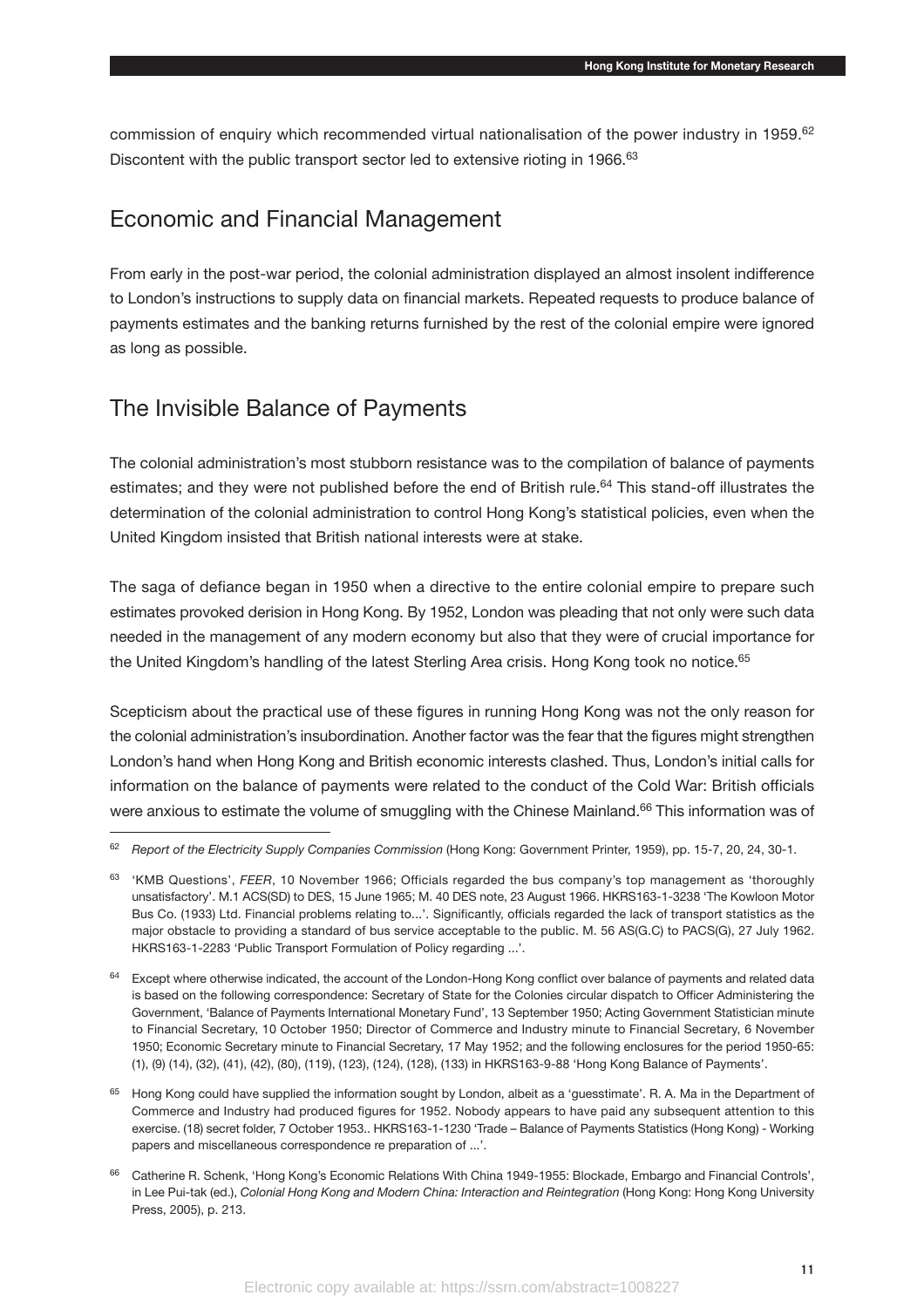commission of enquiry which recommended virtual nationalisation of the power industry in 1959.[62] Discontent with the public transport sector led to extensive rioting in 1966.[63]

## Economic and Financial Management

From early in the post-war period, the colonial administration displayed an almost insolent indifference to London's instructions to supply data on financial markets. Repeated requests to produce balance of payments estimates and the banking returns furnished by the rest of the colonial empire were ignored as long as possible.

## The Invisible Balance of Payments

The colonial administration's most stubborn resistance was to the compilation of balance of payments estimates; and they were not published before the end of British rule.[64] This stand-off illustrates the determination of the colonial administration to control Hong Kong's statistical policies, even when the United Kingdom insisted that British national interests were at stake.

The saga of defiance began in 1950 when a directive to the entire colonial empire to prepare such estimates provoked derision in Hong Kong. By 1952, London was pleading that not only were such data needed in the management of any modern economy but also that they were of crucial importance for the United Kingdom's handling of the latest Sterling Area crisis. Hong Kong took no notice.[65]

Scepticism about the practical use of these figures in running Hong Kong was not the only reason for the colonial administration's insubordination. Another factor was the fear that the figures might strengthen London's hand when Hong Kong and British economic interests clashed. Thus, London's initial calls for information on the balance of payments were related to the conduct of the Cold War: British officials were anxious to estimate the volume of smuggling with the Chinese Mainland.[66] This information was of

---

[62] *Report of the Electricity Supply Companies Commission* (Hong Kong: Government Printer, 1959), pp. 15-7, 20, 24, 30-1.

[63] 'KMB Questions', *FEER*, 10 November 1966; Officials regarded the bus company's top management as 'thoroughly unsatisfactory'. M.1 ACS(SD) to DES, 15 June 1965; M. 40 DES note, 23 August 1966. HKRS163-1-3238 'The Kowloon Motor Bus Co. (1933) Ltd. Financial problems relating to...'. Significantly, officials regarded the lack of transport statistics as the major obstacle to providing a standard of bus service acceptable to the public. M. 56 AS(G.C) to PACS(G), 27 July 1962. HKRS163-1-2283 'Public Transport Formulation of Policy regarding ...'.

[64] Except where otherwise indicated, the account of the London-Hong Kong conflict over balance of payments and related data is based on the following correspondence: Secretary of State for the Colonies circular dispatch to Officer Administering the Government, 'Balance of Payments International Monetary Fund', 13 September 1950; Acting Government Statistician minute to Financial Secretary, 10 October 1950; Director of Commerce and Industry minute to Financial Secretary, 6 November 1950; Economic Secretary minute to Financial Secretary, 17 May 1952; and the following enclosures for the period 1950-65: (1), (9) (14), (32), (41), (42), (80), (119), (123), (124), (128), (133) in HKRS163-9-88 'Hong Kong Balance of Payments'.

[65] Hong Kong could have supplied the information sought by London, albeit as a 'guesstimate'. R. A. Ma in the Department of Commerce and Industry had produced figures for 1952. Nobody appears to have paid any subsequent attention to this exercise. (18) secret folder, 7 October 1953.. HKRS163-1-1230 'Trade – Balance of Payments Statistics (Hong Kong) - Working papers and miscellaneous correspondence re preparation of ...'.

[66] Catherine R. Schenk, 'Hong Kong's Economic Relations With China 1949-1955: Blockade, Embargo and Financial Controls', in Lee Pui-tak (ed.), *Colonial Hong Kong and Modern China: Interaction and Reintegration* (Hong Kong: Hong Kong University Press, 2005), p. 213.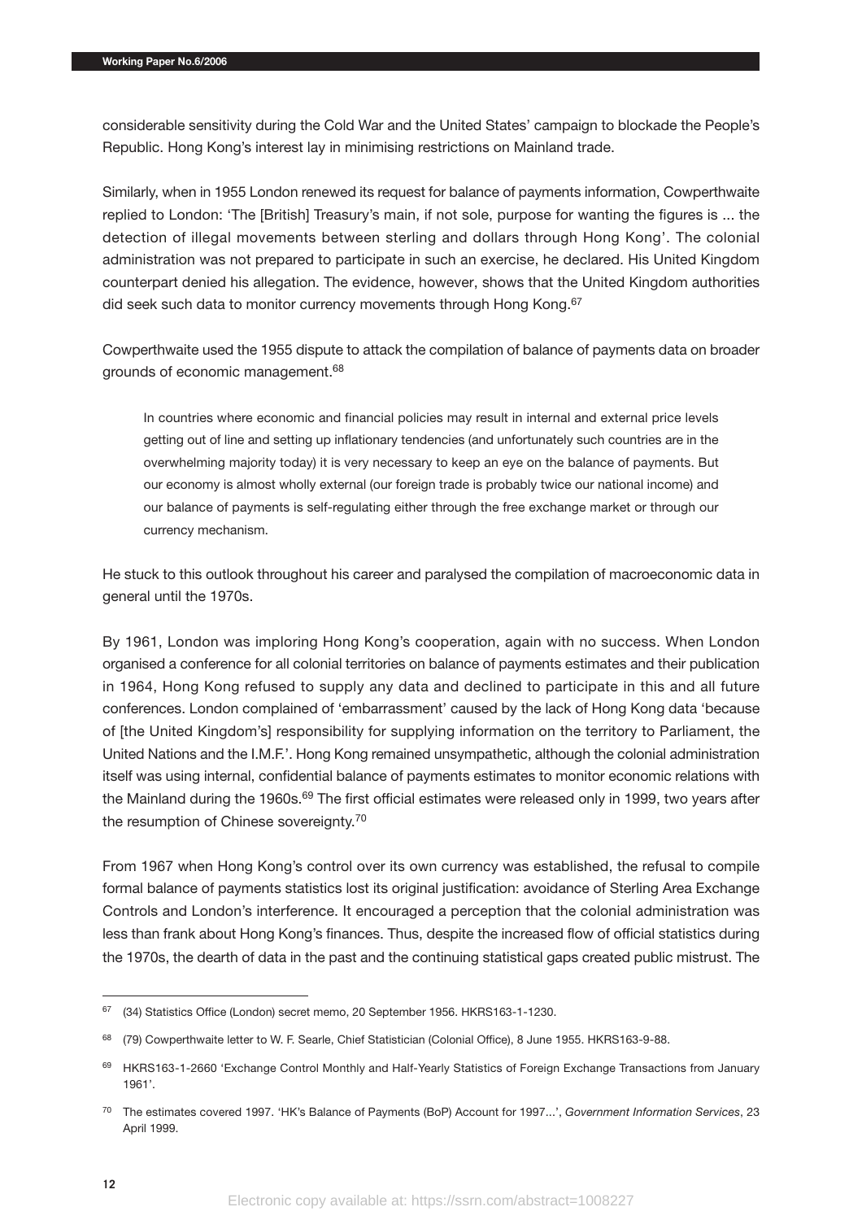considerable sensitivity during the Cold War and the United States' campaign to blockade the People's Republic. Hong Kong's interest lay in minimising restrictions on Mainland trade.

Similarly, when in 1955 London renewed its request for balance of payments information, Cowperthwaite replied to London: 'The [British] Treasury's main, if not sole, purpose for wanting the figures is ... the detection of illegal movements between sterling and dollars through Hong Kong'. The colonial administration was not prepared to participate in such an exercise, he declared. His United Kingdom counterpart denied his allegation. The evidence, however, shows that the United Kingdom authorities did seek such data to monitor currency movements through Hong Kong.[67]

Cowperthwaite used the 1955 dispute to attack the compilation of balance of payments data on broader grounds of economic management.[68]

> In countries where economic and financial policies may result in internal and external price levels getting out of line and setting up inflationary tendencies (and unfortunately such countries are in the overwhelming majority today) it is very necessary to keep an eye on the balance of payments. But our economy is almost wholly external (our foreign trade is probably twice our national income) and our balance of payments is self-regulating either through the free exchange market or through our currency mechanism.

He stuck to this outlook throughout his career and paralysed the compilation of macroeconomic data in general until the 1970s.

By 1961, London was imploring Hong Kong's cooperation, again with no success. When London organised a conference for all colonial territories on balance of payments estimates and their publication in 1964, Hong Kong refused to supply any data and declined to participate in this and all future conferences. London complained of 'embarrassment' caused by the lack of Hong Kong data 'because of [the United Kingdom's] responsibility for supplying information on the territory to Parliament, the United Nations and the I.M.F.'. Hong Kong remained unsympathetic, although the colonial administration itself was using internal, confidential balance of payments estimates to monitor economic relations with the Mainland during the 1960s.[69] The first official estimates were released only in 1999, two years after the resumption of Chinese sovereignty.[70]

From 1967 when Hong Kong's control over its own currency was established, the refusal to compile formal balance of payments statistics lost its original justification: avoidance of Sterling Area Exchange Controls and London's interference. It encouraged a perception that the colonial administration was less than frank about Hong Kong's finances. Thus, despite the increased flow of official statistics during the 1970s, the dearth of data in the past and the continuing statistical gaps created public mistrust. The

---

[67] (34) Statistics Office (London) secret memo, 20 September 1956. HKRS163-1-1230.

[68] (79) Cowperthwaite letter to W. F. Searle, Chief Statistician (Colonial Office), 8 June 1955. HKRS163-9-88.

[69] HKRS163-1-2660 'Exchange Control Monthly and Half-Yearly Statistics of Foreign Exchange Transactions from January 1961'.

[70] The estimates covered 1997. 'HK's Balance of Payments (BoP) Account for 1997...', *Government Information Services*, 23 April 1999.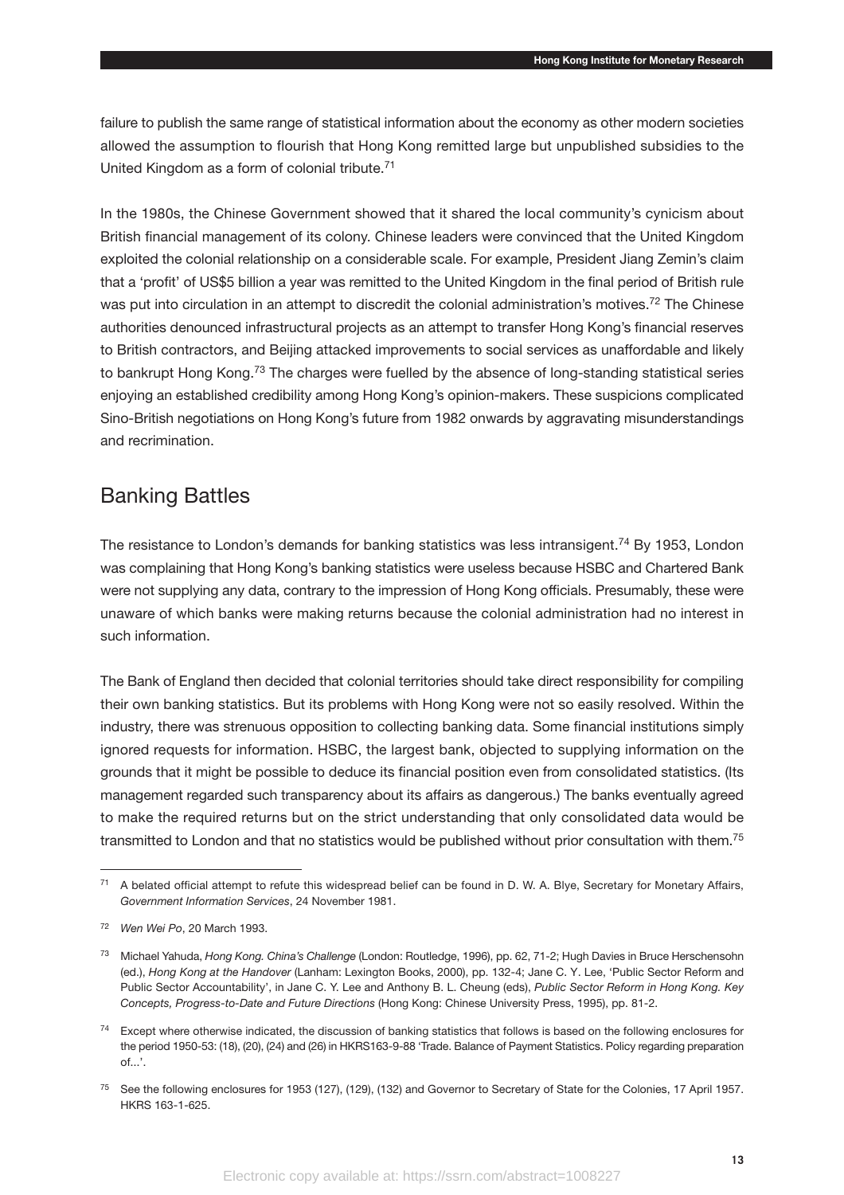failure to publish the same range of statistical information about the economy as other modern societies allowed the assumption to flourish that Hong Kong remitted large but unpublished subsidies to the United Kingdom as a form of colonial tribute.[71]

In the 1980s, the Chinese Government showed that it shared the local community's cynicism about British financial management of its colony. Chinese leaders were convinced that the United Kingdom exploited the colonial relationship on a considerable scale. For example, President Jiang Zemin's claim that a 'profit' of US$5 billion a year was remitted to the United Kingdom in the final period of British rule was put into circulation in an attempt to discredit the colonial administration's motives.[72] The Chinese authorities denounced infrastructural projects as an attempt to transfer Hong Kong's financial reserves to British contractors, and Beijing attacked improvements to social services as unaffordable and likely to bankrupt Hong Kong.[73] The charges were fuelled by the absence of long-standing statistical series enjoying an established credibility among Hong Kong's opinion-makers. These suspicions complicated Sino-British negotiations on Hong Kong's future from 1982 onwards by aggravating misunderstandings and recrimination.

## Banking Battles

The resistance to London's demands for banking statistics was less intransigent.[74] By 1953, London was complaining that Hong Kong's banking statistics were useless because HSBC and Chartered Bank were not supplying any data, contrary to the impression of Hong Kong officials. Presumably, these were unaware of which banks were making returns because the colonial administration had no interest in such information.

The Bank of England then decided that colonial territories should take direct responsibility for compiling their own banking statistics. But its problems with Hong Kong were not so easily resolved. Within the industry, there was strenuous opposition to collecting banking data. Some financial institutions simply ignored requests for information. HSBC, the largest bank, objected to supplying information on the grounds that it might be possible to deduce its financial position even from consolidated statistics. (Its management regarded such transparency about its affairs as dangerous.) The banks eventually agreed to make the required returns but on the strict understanding that only consolidated data would be transmitted to London and that no statistics would be published without prior consultation with them.[75]

---

[71] A belated official attempt to refute this widespread belief can be found in D. W. A. Blye, Secretary for Monetary Affairs, *Government Information Services*, 24 November 1981.

[72] *Wen Wei Po*, 20 March 1993.

[73] Michael Yahuda, *Hong Kong. China's Challenge* (London: Routledge, 1996), pp. 62, 71-2; Hugh Davies in Bruce Herschensohn (ed.), *Hong Kong at the Handover* (Lanham: Lexington Books, 2000), pp. 132-4; Jane C. Y. Lee, 'Public Sector Reform and Public Sector Accountability', in Jane C. Y. Lee and Anthony B. L. Cheung (eds), *Public Sector Reform in Hong Kong. Key Concepts, Progress-to-Date and Future Directions* (Hong Kong: Chinese University Press, 1995), pp. 81-2.

[74] Except where otherwise indicated, the discussion of banking statistics that follows is based on the following enclosures for the period 1950-53: (18), (20), (24) and (26) in HKRS163-9-88 'Trade. Balance of Payment Statistics. Policy regarding preparation of...'.

[75] See the following enclosures for 1953 (127), (129), (132) and Governor to Secretary of State for the Colonies, 17 April 1957. HKRS 163-1-625.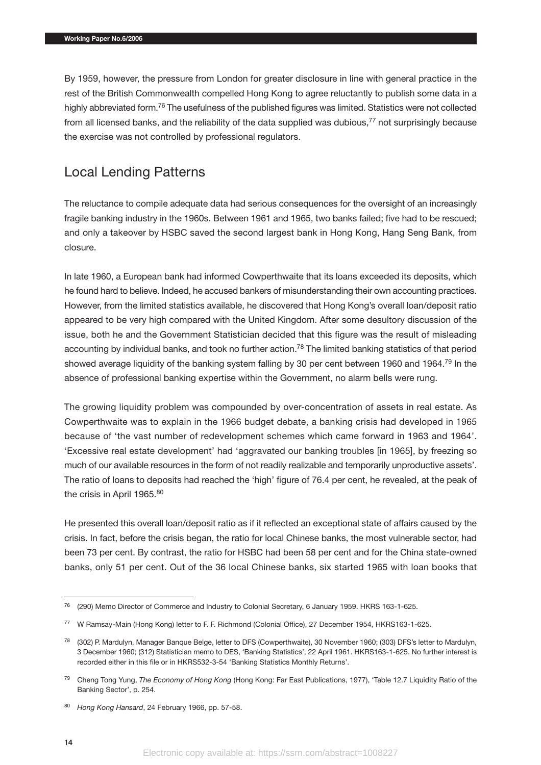By 1959, however, the pressure from London for greater disclosure in line with general practice in the rest of the British Commonwealth compelled Hong Kong to agree reluctantly to publish some data in a highly abbreviated form.[76] The usefulness of the published figures was limited. Statistics were not collected from all licensed banks, and the reliability of the data supplied was dubious,[77] not surprisingly because the exercise was not controlled by professional regulators.

## Local Lending Patterns

The reluctance to compile adequate data had serious consequences for the oversight of an increasingly fragile banking industry in the 1960s. Between 1961 and 1965, two banks failed; five had to be rescued; and only a takeover by HSBC saved the second largest bank in Hong Kong, Hang Seng Bank, from closure.

In late 1960, a European bank had informed Cowperthwaite that its loans exceeded its deposits, which he found hard to believe. Indeed, he accused bankers of misunderstanding their own accounting practices. However, from the limited statistics available, he discovered that Hong Kong's overall loan/deposit ratio appeared to be very high compared with the United Kingdom. After some desultory discussion of the issue, both he and the Government Statistician decided that this figure was the result of misleading accounting by individual banks, and took no further action.[78] The limited banking statistics of that period showed average liquidity of the banking system falling by 30 per cent between 1960 and 1964.[79] In the absence of professional banking expertise within the Government, no alarm bells were rung.

The growing liquidity problem was compounded by over-concentration of assets in real estate. As Cowperthwaite was to explain in the 1966 budget debate, a banking crisis had developed in 1965 because of 'the vast number of redevelopment schemes which came forward in 1963 and 1964'. 'Excessive real estate development' had 'aggravated our banking troubles [in 1965], by freezing so much of our available resources in the form of not readily realizable and temporarily unproductive assets'. The ratio of loans to deposits had reached the 'high' figure of 76.4 per cent, he revealed, at the peak of the crisis in April 1965.[80]

He presented this overall loan/deposit ratio as if it reflected an exceptional state of affairs caused by the crisis. In fact, before the crisis began, the ratio for local Chinese banks, the most vulnerable sector, had been 73 per cent. By contrast, the ratio for HSBC had been 58 per cent and for the China state-owned banks, only 51 per cent. Out of the 36 local Chinese banks, six started 1965 with loan books that

---

[76] (290) Memo Director of Commerce and Industry to Colonial Secretary, 6 January 1959. HKRS 163-1-625.

[77] W Ramsay-Main (Hong Kong) letter to F. F. Richmond (Colonial Office), 27 December 1954, HKRS163-1-625.

[78] (302) P. Mardulyn, Manager Banque Belge, letter to DFS (Cowperthwaite), 30 November 1960; (303) DFS's letter to Mardulyn, 3 December 1960; (312) Statistician memo to DES, 'Banking Statistics', 22 April 1961. HKRS163-1-625. No further interest is recorded either in this file or in HKRS532-3-54 'Banking Statistics Monthly Returns'.

[79] Cheng Tong Yung, *The Economy of Hong Kong* (Hong Kong: Far East Publications, 1977), 'Table 12.7 Liquidity Ratio of the Banking Sector', p. 254.

[80] *Hong Kong Hansard*, 24 February 1966, pp. 57-58.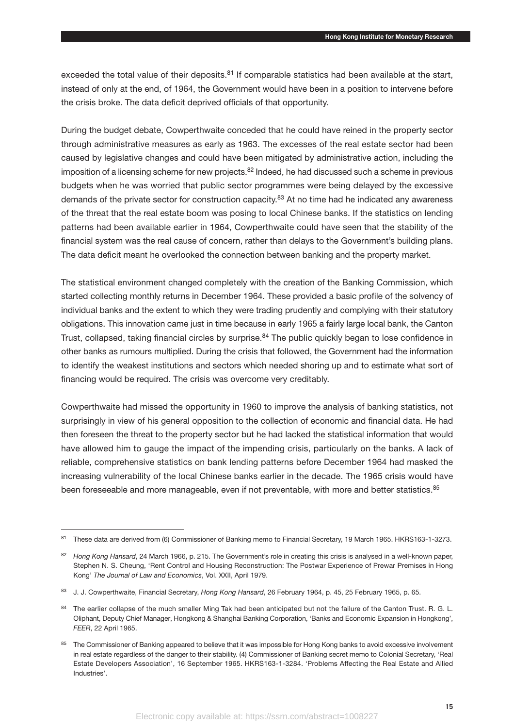exceeded the total value of their deposits.[81] If comparable statistics had been available at the start, instead of only at the end, of 1964, the Government would have been in a position to intervene before the crisis broke. The data deficit deprived officials of that opportunity.

During the budget debate, Cowperthwaite conceded that he could have reined in the property sector through administrative measures as early as 1963. The excesses of the real estate sector had been caused by legislative changes and could have been mitigated by administrative action, including the imposition of a licensing scheme for new projects.[82] Indeed, he had discussed such a scheme in previous budgets when he was worried that public sector programmes were being delayed by the excessive demands of the private sector for construction capacity.[83] At no time had he indicated any awareness of the threat that the real estate boom was posing to local Chinese banks. If the statistics on lending patterns had been available earlier in 1964, Cowperthwaite could have seen that the stability of the financial system was the real cause of concern, rather than delays to the Government's building plans. The data deficit meant he overlooked the connection between banking and the property market.

The statistical environment changed completely with the creation of the Banking Commission, which started collecting monthly returns in December 1964. These provided a basic profile of the solvency of individual banks and the extent to which they were trading prudently and complying with their statutory obligations. This innovation came just in time because in early 1965 a fairly large local bank, the Canton Trust, collapsed, taking financial circles by surprise.[84] The public quickly began to lose confidence in other banks as rumours multiplied. During the crisis that followed, the Government had the information to identify the weakest institutions and sectors which needed shoring up and to estimate what sort of financing would be required. The crisis was overcome very creditably.

Cowperthwaite had missed the opportunity in 1960 to improve the analysis of banking statistics, not surprisingly in view of his general opposition to the collection of economic and financial data. He had then foreseen the threat to the property sector but he had lacked the statistical information that would have allowed him to gauge the impact of the impending crisis, particularly on the banks. A lack of reliable, comprehensive statistics on bank lending patterns before December 1964 had masked the increasing vulnerability of the local Chinese banks earlier in the decade. The 1965 crisis would have been foreseeable and more manageable, even if not preventable, with more and better statistics.[85]

---

[81] These data are derived from (6) Commissioner of Banking memo to Financial Secretary, 19 March 1965. HKRS163-1-3273.

[82] *Hong Kong Hansard*, 24 March 1966, p. 215. The Government's role in creating this crisis is analysed in a well-known paper, Stephen N. S. Cheung, 'Rent Control and Housing Reconstruction: The Postwar Experience of Prewar Premises in Hong Kong' *The Journal of Law and Economics*, Vol. XXII, April 1979.

[83] J. J. Cowperthwaite, Financial Secretary, *Hong Kong Hansard*, 26 February 1964, p. 45, 25 February 1965, p. 65.

[84] The earlier collapse of the much smaller Ming Tak had been anticipated but not the failure of the Canton Trust. R. G. L. Oliphant, Deputy Chief Manager, Hongkong & Shanghai Banking Corporation, 'Banks and Economic Expansion in Hongkong', *FEER*, 22 April 1965.

[85] The Commissioner of Banking appeared to believe that it was impossible for Hong Kong banks to avoid excessive involvement in real estate regardless of the danger to their stability. (4) Commissioner of Banking secret memo to Colonial Secretary, 'Real Estate Developers Association', 16 September 1965. HKRS163-1-3284. 'Problems Affecting the Real Estate and Allied Industries'.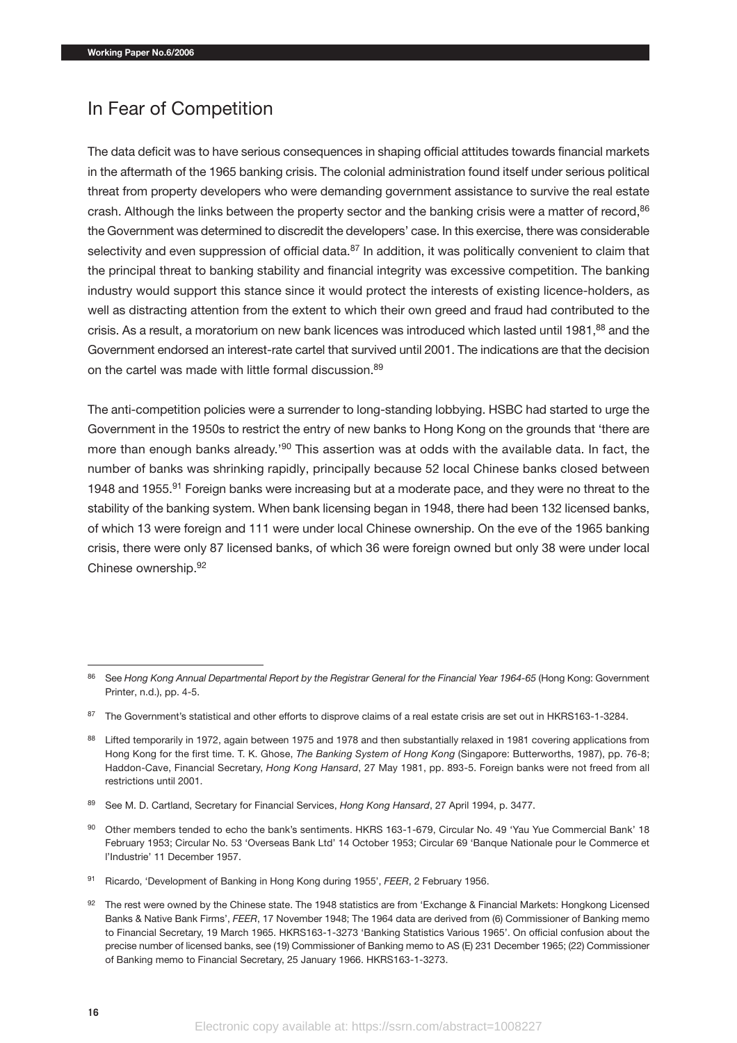## In Fear of Competition

The data deficit was to have serious consequences in shaping official attitudes towards financial markets in the aftermath of the 1965 banking crisis. The colonial administration found itself under serious political threat from property developers who were demanding government assistance to survive the real estate crash. Although the links between the property sector and the banking crisis were a matter of record,[86] the Government was determined to discredit the developers' case. In this exercise, there was considerable selectivity and even suppression of official data.[87] In addition, it was politically convenient to claim that the principal threat to banking stability and financial integrity was excessive competition. The banking industry would support this stance since it would protect the interests of existing licence-holders, as well as distracting attention from the extent to which their own greed and fraud had contributed to the crisis. As a result, a moratorium on new bank licences was introduced which lasted until 1981,[88] and the Government endorsed an interest-rate cartel that survived until 2001. The indications are that the decision on the cartel was made with little formal discussion.[89]

The anti-competition policies were a surrender to long-standing lobbying. HSBC had started to urge the Government in the 1950s to restrict the entry of new banks to Hong Kong on the grounds that 'there are more than enough banks already.'[90] This assertion was at odds with the available data. In fact, the number of banks was shrinking rapidly, principally because 52 local Chinese banks closed between 1948 and 1955.[91] Foreign banks were increasing but at a moderate pace, and they were no threat to the stability of the banking system. When bank licensing began in 1948, there had been 132 licensed banks, of which 13 were foreign and 111 were under local Chinese ownership. On the eve of the 1965 banking crisis, there were only 87 licensed banks, of which 36 were foreign owned but only 38 were under local Chinese ownership.[92]

---

[86] See *Hong Kong Annual Departmental Report by the Registrar General for the Financial Year 1964-65* (Hong Kong: Government Printer, n.d.), pp. 4-5.

[87] The Government's statistical and other efforts to disprove claims of a real estate crisis are set out in HKRS163-1-3284.

[88] Lifted temporarily in 1972, again between 1975 and 1978 and then substantially relaxed in 1981 covering applications from Hong Kong for the first time. T. K. Ghose, *The Banking System of Hong Kong* (Singapore: Butterworths, 1987), pp. 76-8; Haddon-Cave, Financial Secretary, *Hong Kong Hansard*, 27 May 1981, pp. 893-5. Foreign banks were not freed from all restrictions until 2001.

[89] See M. D. Cartland, Secretary for Financial Services, *Hong Kong Hansard*, 27 April 1994, p. 3477.

[90] Other members tended to echo the bank's sentiments. HKRS 163-1-679, Circular No. 49 'Yau Yue Commercial Bank' 18 February 1953; Circular No. 53 'Overseas Bank Ltd' 14 October 1953; Circular 69 'Banque Nationale pour le Commerce et l'Industrie' 11 December 1957.

[91] Ricardo, 'Development of Banking in Hong Kong during 1955', *FEER*, 2 February 1956.

[92] The rest were owned by the Chinese state. The 1948 statistics are from 'Exchange & Financial Markets: Hongkong Licensed Banks & Native Bank Firms', *FEER*, 17 November 1948; The 1964 data are derived from (6) Commissioner of Banking memo to Financial Secretary, 19 March 1965. HKRS163-1-3273 'Banking Statistics Various 1965'. On official confusion about the precise number of licensed banks, see (19) Commissioner of Banking memo to AS (E) 231 December 1965; (22) Commissioner of Banking memo to Financial Secretary, 25 January 1966. HKRS163-1-3273.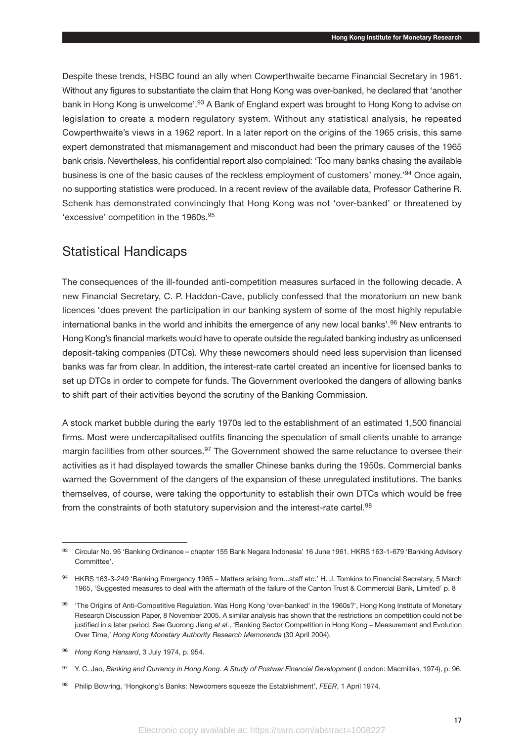Despite these trends, HSBC found an ally when Cowperthwaite became Financial Secretary in 1961. Without any figures to substantiate the claim that Hong Kong was over-banked, he declared that 'another bank in Hong Kong is unwelcome'.[93] A Bank of England expert was brought to Hong Kong to advise on legislation to create a modern regulatory system. Without any statistical analysis, he repeated Cowperthwaite's views in a 1962 report. In a later report on the origins of the 1965 crisis, this same expert demonstrated that mismanagement and misconduct had been the primary causes of the 1965 bank crisis. Nevertheless, his confidential report also complained: 'Too many banks chasing the available business is one of the basic causes of the reckless employment of customers' money.'[94] Once again, no supporting statistics were produced. In a recent review of the available data, Professor Catherine R. Schenk has demonstrated convincingly that Hong Kong was not 'over-banked' or threatened by 'excessive' competition in the 1960s.[95]

## Statistical Handicaps

The consequences of the ill-founded anti-competition measures surfaced in the following decade. A new Financial Secretary, C. P. Haddon-Cave, publicly confessed that the moratorium on new bank licences 'does prevent the participation in our banking system of some of the most highly reputable international banks in the world and inhibits the emergence of any new local banks'.[96] New entrants to Hong Kong's financial markets would have to operate outside the regulated banking industry as unlicensed deposit-taking companies (DTCs). Why these newcomers should need less supervision than licensed banks was far from clear. In addition, the interest-rate cartel created an incentive for licensed banks to set up DTCs in order to compete for funds. The Government overlooked the dangers of allowing banks to shift part of their activities beyond the scrutiny of the Banking Commission.

A stock market bubble during the early 1970s led to the establishment of an estimated 1,500 financial firms. Most were undercapitalised outfits financing the speculation of small clients unable to arrange margin facilities from other sources.[97] The Government showed the same reluctance to oversee their activities as it had displayed towards the smaller Chinese banks during the 1950s. Commercial banks warned the Government of the dangers of the expansion of these unregulated institutions. The banks themselves, of course, were taking the opportunity to establish their own DTCs which would be free from the constraints of both statutory supervision and the interest-rate cartel.[98]

---

[93] Circular No. 95 'Banking Ordinance – chapter 155 Bank Negara Indonesia' 16 June 1961. HKRS 163-1-679 'Banking Advisory Committee'.

[94] HKRS 163-3-249 'Banking Emergency 1965 – Matters arising from...staff etc.' H. J. Tomkins to Financial Secretary, 5 March 1965, 'Suggested measures to deal with the aftermath of the failure of the Canton Trust & Commercial Bank, Limited' p. 8

[95] 'The Origins of Anti-Competitive Regulation. Was Hong Kong 'over-banked' in the 1960s?', Hong Kong Institute of Monetary Research Discussion Paper, 8 November 2005. A similar analysis has shown that the restrictions on competition could not be justified in a later period. See Guorong Jiang *et al*., 'Banking Sector Competition in Hong Kong – Measurement and Evolution Over Time,' *Hong Kong Monetary Authority Research Memoranda* (30 April 2004).

[96] *Hong Kong Hansard*, 3 July 1974, p. 954.

[97] Y. C. Jao, *Banking and Currency in Hong Kong. A Study of Postwar Financial Development* (London: Macmillan, 1974), p. 96.

[98] Philip Bowring, 'Hongkong's Banks: Newcomers squeeze the Establishment', *FEER*, 1 April 1974.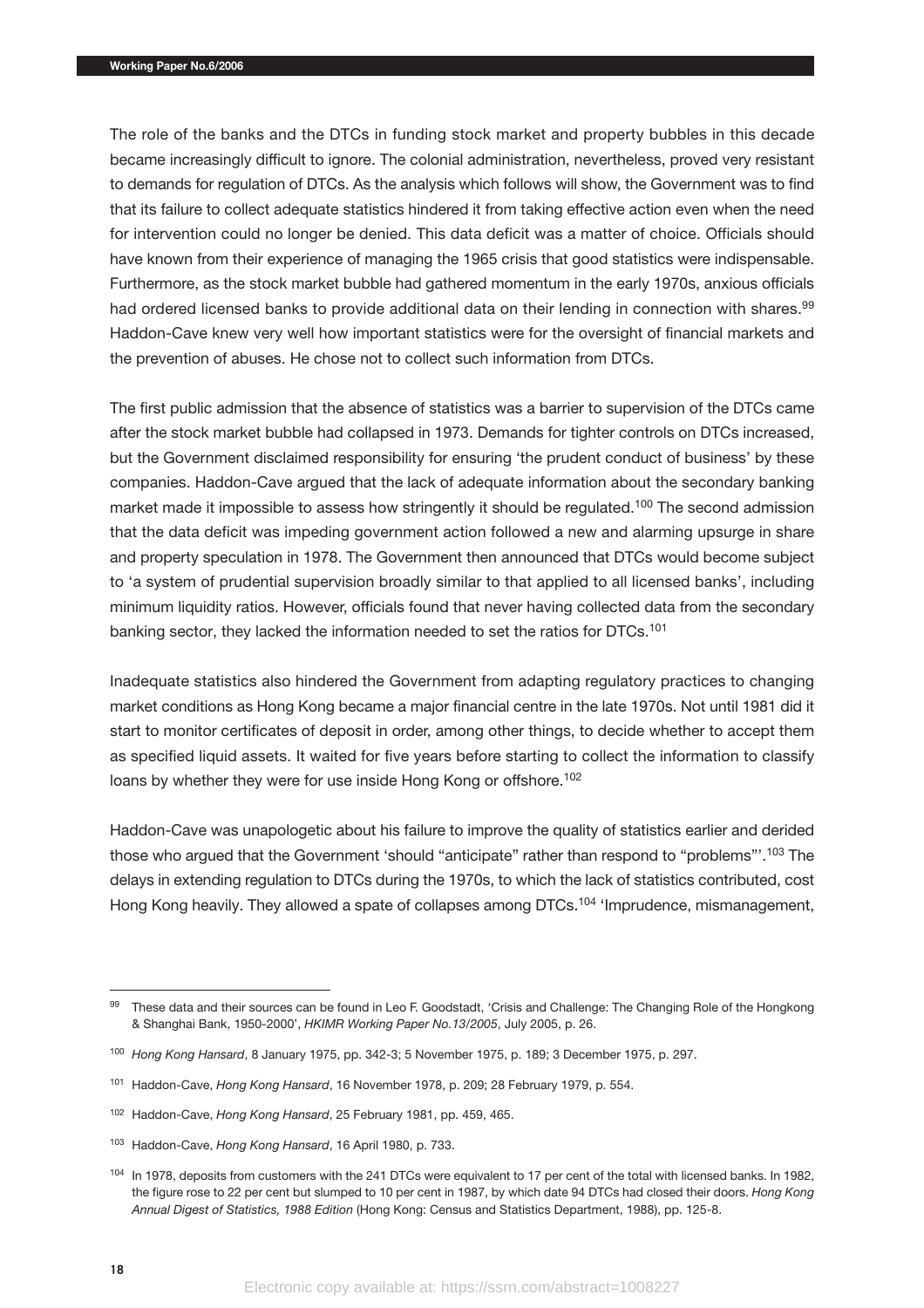The role of the banks and the DTCs in funding stock market and property bubbles in this decade became increasingly difficult to ignore. The colonial administration, nevertheless, proved very resistant to demands for regulation of DTCs. As the analysis which follows will show, the Government was to find that its failure to collect adequate statistics hindered it from taking effective action even when the need for intervention could no longer be denied. This data deficit was a matter of choice. Officials should have known from their experience of managing the 1965 crisis that good statistics were indispensable. Furthermore, as the stock market bubble had gathered momentum in the early 1970s, anxious officials had ordered licensed banks to provide additional data on their lending in connection with shares.[99] Haddon-Cave knew very well how important statistics were for the oversight of financial markets and the prevention of abuses. He chose not to collect such information from DTCs.

The first public admission that the absence of statistics was a barrier to supervision of the DTCs came after the stock market bubble had collapsed in 1973. Demands for tighter controls on DTCs increased, but the Government disclaimed responsibility for ensuring 'the prudent conduct of business' by these companies. Haddon-Cave argued that the lack of adequate information about the secondary banking market made it impossible to assess how stringently it should be regulated.[100] The second admission that the data deficit was impeding government action followed a new and alarming upsurge in share and property speculation in 1978. The Government then announced that DTCs would become subject to 'a system of prudential supervision broadly similar to that applied to all licensed banks', including minimum liquidity ratios. However, officials found that never having collected data from the secondary banking sector, they lacked the information needed to set the ratios for DTCs.[101]

Inadequate statistics also hindered the Government from adapting regulatory practices to changing market conditions as Hong Kong became a major financial centre in the late 1970s. Not until 1981 did it start to monitor certificates of deposit in order, among other things, to decide whether to accept them as specified liquid assets. It waited for five years before starting to collect the information to classify loans by whether they were for use inside Hong Kong or offshore.[102]

Haddon-Cave was unapologetic about his failure to improve the quality of statistics earlier and derided those who argued that the Government 'should "anticipate" rather than respond to "problems"'.[103] The delays in extending regulation to DTCs during the 1970s, to which the lack of statistics contributed, cost Hong Kong heavily. They allowed a spate of collapses among DTCs.[104] 'Imprudence, mismanagement,

---

[99] These data and their sources can be found in Leo F. Goodstadt, 'Crisis and Challenge: The Changing Role of the Hongkong & Shanghai Bank, 1950-2000', *HKIMR Working Paper No.13/2005*, July 2005, p. 26.

[100] *Hong Kong Hansard*, 8 January 1975, pp. 342-3; 5 November 1975, p. 189; 3 December 1975, p. 297.

[101] Haddon-Cave, *Hong Kong Hansard*, 16 November 1978, p. 209; 28 February 1979, p. 554.

[102] Haddon-Cave, *Hong Kong Hansard*, 25 February 1981, pp. 459, 465.

[103] Haddon-Cave, *Hong Kong Hansard*, 16 April 1980, p. 733.

[104] In 1978, deposits from customers with the 241 DTCs were equivalent to 17 per cent of the total with licensed banks. In 1982, the figure rose to 22 per cent but slumped to 10 per cent in 1987, by which date 94 DTCs had closed their doors. *Hong Kong Annual Digest of Statistics, 1988 Edition* (Hong Kong: Census and Statistics Department, 1988), pp. 125-8.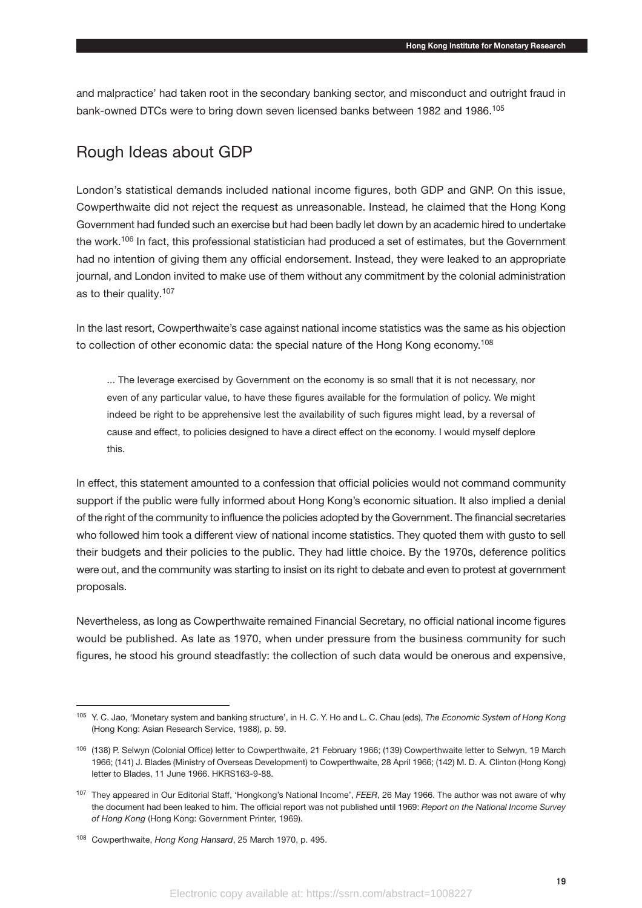and malpractice' had taken root in the secondary banking sector, and misconduct and outright fraud in bank-owned DTCs were to bring down seven licensed banks between 1982 and 1986.[105]

## Rough Ideas about GDP

London's statistical demands included national income figures, both GDP and GNP. On this issue, Cowperthwaite did not reject the request as unreasonable. Instead, he claimed that the Hong Kong Government had funded such an exercise but had been badly let down by an academic hired to undertake the work.[106] In fact, this professional statistician had produced a set of estimates, but the Government had no intention of giving them any official endorsement. Instead, they were leaked to an appropriate journal, and London invited to make use of them without any commitment by the colonial administration as to their quality.[107]

In the last resort, Cowperthwaite's case against national income statistics was the same as his objection to collection of other economic data: the special nature of the Hong Kong economy.[108]

> ... The leverage exercised by Government on the economy is so small that it is not necessary, nor even of any particular value, to have these figures available for the formulation of policy. We might indeed be right to be apprehensive lest the availability of such figures might lead, by a reversal of cause and effect, to policies designed to have a direct effect on the economy. I would myself deplore this.

In effect, this statement amounted to a confession that official policies would not command community support if the public were fully informed about Hong Kong's economic situation. It also implied a denial of the right of the community to influence the policies adopted by the Government. The financial secretaries who followed him took a different view of national income statistics. They quoted them with gusto to sell their budgets and their policies to the public. They had little choice. By the 1970s, deference politics were out, and the community was starting to insist on its right to debate and even to protest at government proposals.

Nevertheless, as long as Cowperthwaite remained Financial Secretary, no official national income figures would be published. As late as 1970, when under pressure from the business community for such figures, he stood his ground steadfastly: the collection of such data would be onerous and expensive,

---

[105] Y. C. Jao, 'Monetary system and banking structure', in H. C. Y. Ho and L. C. Chau (eds), *The Economic System of Hong Kong* (Hong Kong: Asian Research Service, 1988), p. 59.

[106] (138) P. Selwyn (Colonial Office) letter to Cowperthwaite, 21 February 1966; (139) Cowperthwaite letter to Selwyn, 19 March 1966; (141) J. Blades (Ministry of Overseas Development) to Cowperthwaite, 28 April 1966; (142) M. D. A. Clinton (Hong Kong) letter to Blades, 11 June 1966. HKRS163-9-88.

[107] They appeared in Our Editorial Staff, 'Hongkong's National Income', *FEER*, 26 May 1966. The author was not aware of why the document had been leaked to him. The official report was not published until 1969: *Report on the National Income Survey of Hong Kong* (Hong Kong: Government Printer, 1969).

[108] Cowperthwaite, *Hong Kong Hansard*, 25 March 1970, p. 495.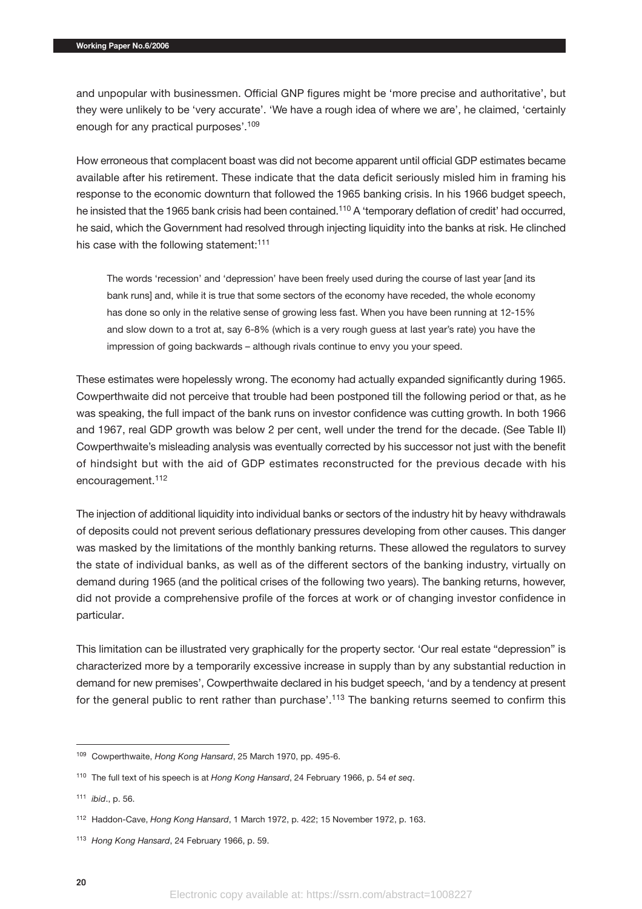and unpopular with businessmen. Official GNP figures might be 'more precise and authoritative', but they were unlikely to be 'very accurate'. 'We have a rough idea of where we are', he claimed, 'certainly enough for any practical purposes'.[109]

How erroneous that complacent boast was did not become apparent until official GDP estimates became available after his retirement. These indicate that the data deficit seriously misled him in framing his response to the economic downturn that followed the 1965 banking crisis. In his 1966 budget speech, he insisted that the 1965 bank crisis had been contained.[110] A 'temporary deflation of credit' had occurred, he said, which the Government had resolved through injecting liquidity into the banks at risk. He clinched his case with the following statement:[111]

> The words 'recession' and 'depression' have been freely used during the course of last year [and its bank runs] and, while it is true that some sectors of the economy have receded, the whole economy has done so only in the relative sense of growing less fast. When you have been running at 12-15% and slow down to a trot at, say 6-8% (which is a very rough guess at last year's rate) you have the impression of going backwards – although rivals continue to envy you your speed.

These estimates were hopelessly wrong. The economy had actually expanded significantly during 1965. Cowperthwaite did not perceive that trouble had been postponed till the following period or that, as he was speaking, the full impact of the bank runs on investor confidence was cutting growth. In both 1966 and 1967, real GDP growth was below 2 per cent, well under the trend for the decade. (See Table II) Cowperthwaite's misleading analysis was eventually corrected by his successor not just with the benefit of hindsight but with the aid of GDP estimates reconstructed for the previous decade with his encouragement.[112]

The injection of additional liquidity into individual banks or sectors of the industry hit by heavy withdrawals of deposits could not prevent serious deflationary pressures developing from other causes. This danger was masked by the limitations of the monthly banking returns. These allowed the regulators to survey the state of individual banks, as well as of the different sectors of the banking industry, virtually on demand during 1965 (and the political crises of the following two years). The banking returns, however, did not provide a comprehensive profile of the forces at work or of changing investor confidence in particular.

This limitation can be illustrated very graphically for the property sector. 'Our real estate "depression" is characterized more by a temporarily excessive increase in supply than by any substantial reduction in demand for new premises', Cowperthwaite declared in his budget speech, 'and by a tendency at present for the general public to rent rather than purchase'.[113] The banking returns seemed to confirm this

---

[109] Cowperthwaite, *Hong Kong Hansard*, 25 March 1970, pp. 495-6.

[110] The full text of his speech is at *Hong Kong Hansard*, 24 February 1966, p. 54 *et seq*.

[111] *ibid*., p. 56.

[112] Haddon-Cave, *Hong Kong Hansard*, 1 March 1972, p. 422; 15 November 1972, p. 163.

[113] *Hong Kong Hansard*, 24 February 1966, p. 59.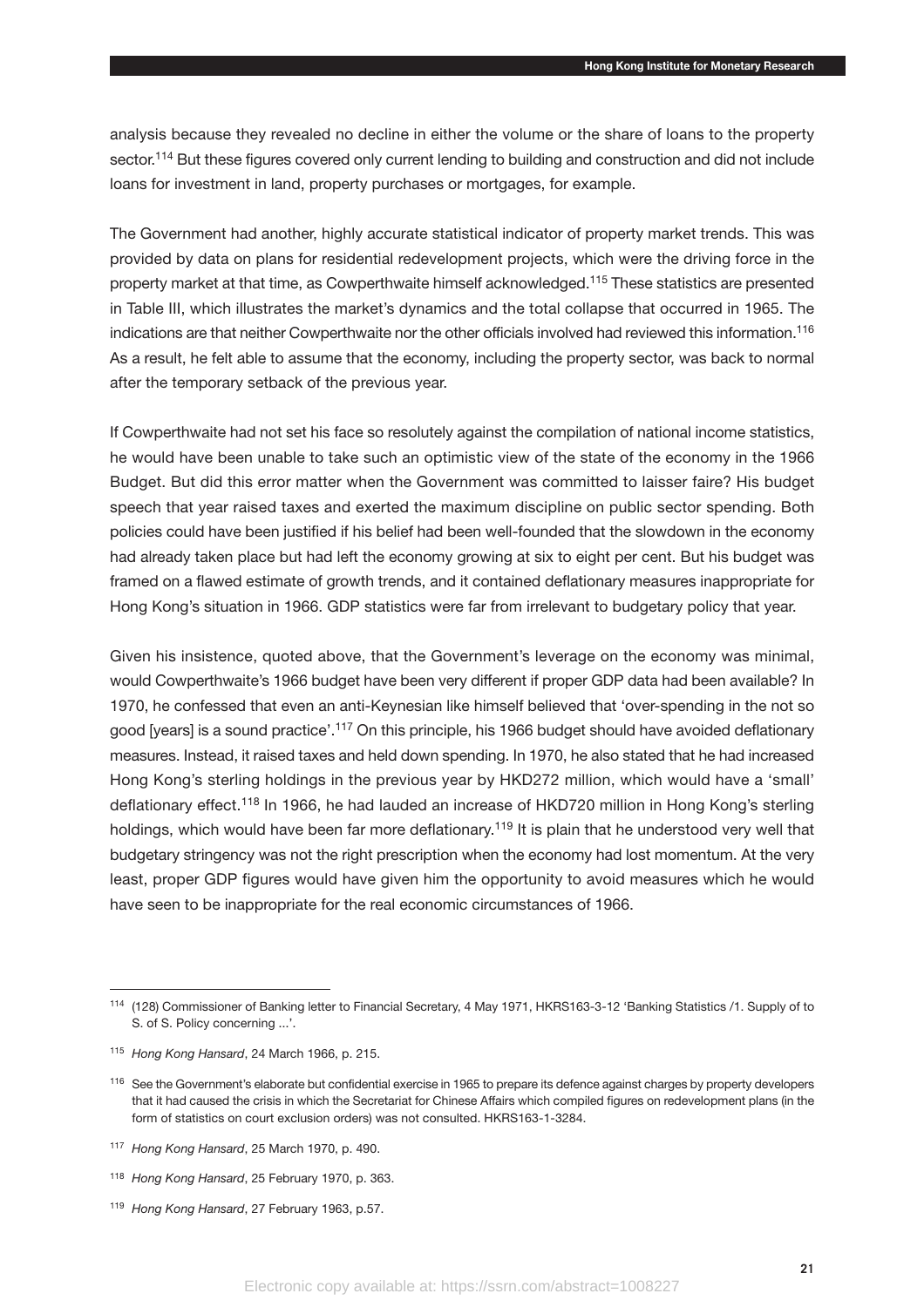analysis because they revealed no decline in either the volume or the share of loans to the property sector.[114] But these figures covered only current lending to building and construction and did not include loans for investment in land, property purchases or mortgages, for example.

The Government had another, highly accurate statistical indicator of property market trends. This was provided by data on plans for residential redevelopment projects, which were the driving force in the property market at that time, as Cowperthwaite himself acknowledged.[115] These statistics are presented in Table III, which illustrates the market's dynamics and the total collapse that occurred in 1965. The indications are that neither Cowperthwaite nor the other officials involved had reviewed this information.[116] As a result, he felt able to assume that the economy, including the property sector, was back to normal after the temporary setback of the previous year.

If Cowperthwaite had not set his face so resolutely against the compilation of national income statistics, he would have been unable to take such an optimistic view of the state of the economy in the 1966 Budget. But did this error matter when the Government was committed to laisser faire? His budget speech that year raised taxes and exerted the maximum discipline on public sector spending. Both policies could have been justified if his belief had been well-founded that the slowdown in the economy had already taken place but had left the economy growing at six to eight per cent. But his budget was framed on a flawed estimate of growth trends, and it contained deflationary measures inappropriate for Hong Kong's situation in 1966. GDP statistics were far from irrelevant to budgetary policy that year.

Given his insistence, quoted above, that the Government's leverage on the economy was minimal, would Cowperthwaite's 1966 budget have been very different if proper GDP data had been available? In 1970, he confessed that even an anti-Keynesian like himself believed that 'over-spending in the not so good [years] is a sound practice'.[117] On this principle, his 1966 budget should have avoided deflationary measures. Instead, it raised taxes and held down spending. In 1970, he also stated that he had increased Hong Kong's sterling holdings in the previous year by HKD272 million, which would have a 'small' deflationary effect.[118] In 1966, he had lauded an increase of HKD720 million in Hong Kong's sterling holdings, which would have been far more deflationary.[119] It is plain that he understood very well that budgetary stringency was not the right prescription when the economy had lost momentum. At the very least, proper GDP figures would have given him the opportunity to avoid measures which he would have seen to be inappropriate for the real economic circumstances of 1966.

---

[114] (128) Commissioner of Banking letter to Financial Secretary, 4 May 1971, HKRS163-3-12 'Banking Statistics /1. Supply of to S. of S. Policy concerning ...'.

[115] *Hong Kong Hansard*, 24 March 1966, p. 215.

[116] See the Government's elaborate but confidential exercise in 1965 to prepare its defence against charges by property developers that it had caused the crisis in which the Secretariat for Chinese Affairs which compiled figures on redevelopment plans (in the form of statistics on court exclusion orders) was not consulted. HKRS163-1-3284.

[117] *Hong Kong Hansard*, 25 March 1970, p. 490.

[118] *Hong Kong Hansard*, 25 February 1970, p. 363.

[119] *Hong Kong Hansard*, 27 February 1963, p.57.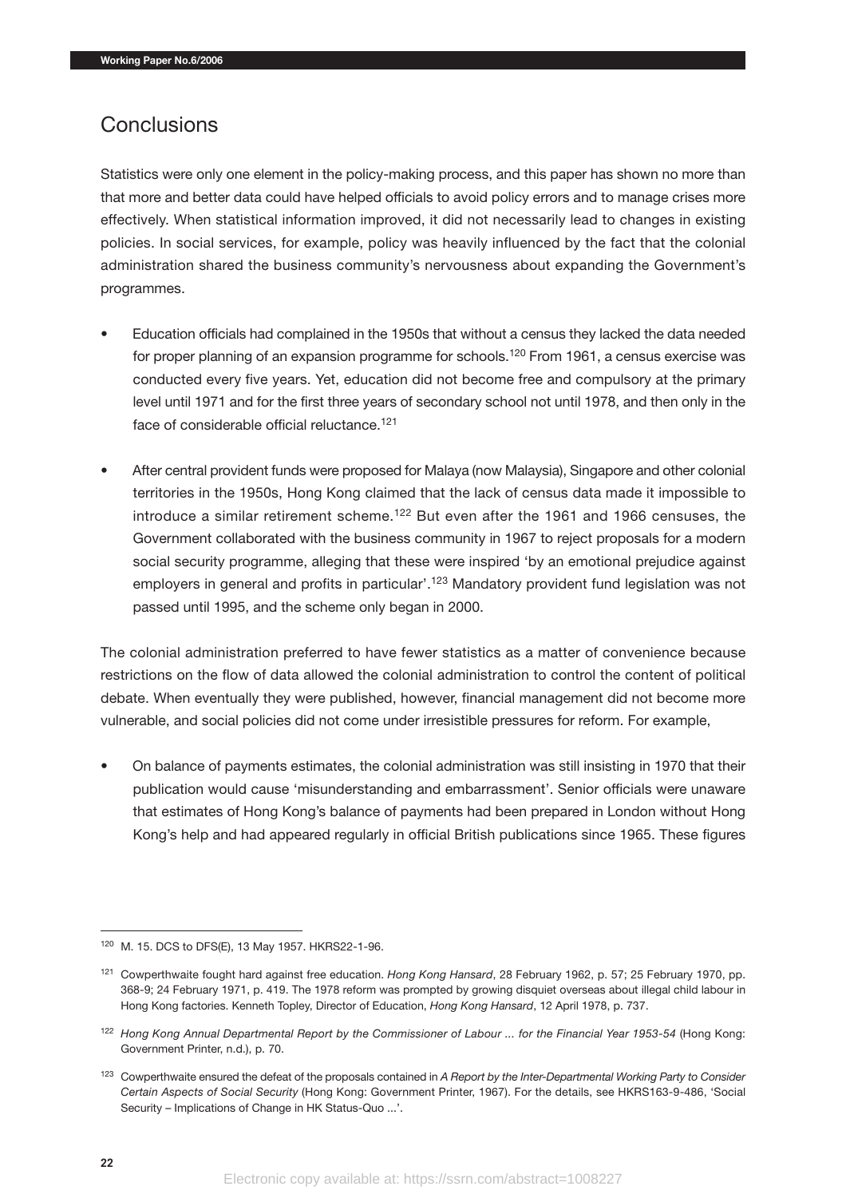## Conclusions

Statistics were only one element in the policy-making process, and this paper has shown no more than that more and better data could have helped officials to avoid policy errors and to manage crises more effectively. When statistical information improved, it did not necessarily lead to changes in existing policies. In social services, for example, policy was heavily influenced by the fact that the colonial administration shared the business community's nervousness about expanding the Government's programmes.

- Education officials had complained in the 1950s that without a census they lacked the data needed for proper planning of an expansion programme for schools.[120] From 1961, a census exercise was conducted every five years. Yet, education did not become free and compulsory at the primary level until 1971 and for the first three years of secondary school not until 1978, and then only in the face of considerable official reluctance.[121]
- After central provident funds were proposed for Malaya (now Malaysia), Singapore and other colonial territories in the 1950s, Hong Kong claimed that the lack of census data made it impossible to introduce a similar retirement scheme.[122] But even after the 1961 and 1966 censuses, the Government collaborated with the business community in 1967 to reject proposals for a modern social security programme, alleging that these were inspired 'by an emotional prejudice against employers in general and profits in particular'.[123] Mandatory provident fund legislation was not passed until 1995, and the scheme only began in 2000.

The colonial administration preferred to have fewer statistics as a matter of convenience because restrictions on the flow of data allowed the colonial administration to control the content of political debate. When eventually they were published, however, financial management did not become more vulnerable, and social policies did not come under irresistible pressures for reform. For example,

- On balance of payments estimates, the colonial administration was still insisting in 1970 that their publication would cause 'misunderstanding and embarrassment'. Senior officials were unaware that estimates of Hong Kong's balance of payments had been prepared in London without Hong Kong's help and had appeared regularly in official British publications since 1965. These figures

---

[120] M. 15. DCS to DFS(E), 13 May 1957. HKRS22-1-96.

[121] Cowperthwaite fought hard against free education. *Hong Kong Hansard*, 28 February 1962, p. 57; 25 February 1970, pp. 368-9; 24 February 1971, p. 419. The 1978 reform was prompted by growing disquiet overseas about illegal child labour in Hong Kong factories. Kenneth Topley, Director of Education, *Hong Kong Hansard*, 12 April 1978, p. 737.

[122] *Hong Kong Annual Departmental Report by the Commissioner of Labour ... for the Financial Year 1953-54* (Hong Kong: Government Printer, n.d.), p. 70.

[123] Cowperthwaite ensured the defeat of the proposals contained in *A Report by the Inter-Departmental Working Party to Consider Certain Aspects of Social Security* (Hong Kong: Government Printer, 1967). For the details, see HKRS163-9-486, 'Social Security – Implications of Change in HK Status-Quo ...'.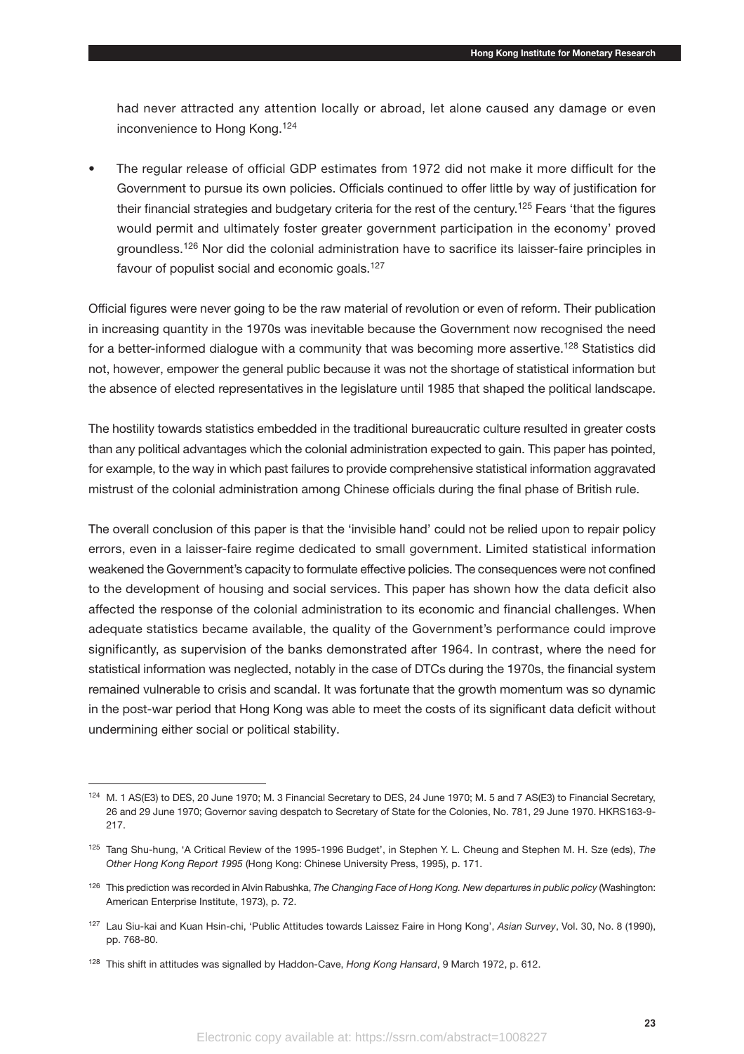had never attracted any attention locally or abroad, let alone caused any damage or even inconvenience to Hong Kong.[124]

- The regular release of official GDP estimates from 1972 did not make it more difficult for the Government to pursue its own policies. Officials continued to offer little by way of justification for their financial strategies and budgetary criteria for the rest of the century.[125] Fears 'that the figures would permit and ultimately foster greater government participation in the economy' proved groundless.[126] Nor did the colonial administration have to sacrifice its laisser-faire principles in favour of populist social and economic goals.[127]

Official figures were never going to be the raw material of revolution or even of reform. Their publication in increasing quantity in the 1970s was inevitable because the Government now recognised the need for a better-informed dialogue with a community that was becoming more assertive.[128] Statistics did not, however, empower the general public because it was not the shortage of statistical information but the absence of elected representatives in the legislature until 1985 that shaped the political landscape.

The hostility towards statistics embedded in the traditional bureaucratic culture resulted in greater costs than any political advantages which the colonial administration expected to gain. This paper has pointed, for example, to the way in which past failures to provide comprehensive statistical information aggravated mistrust of the colonial administration among Chinese officials during the final phase of British rule.

The overall conclusion of this paper is that the 'invisible hand' could not be relied upon to repair policy errors, even in a laisser-faire regime dedicated to small government. Limited statistical information weakened the Government's capacity to formulate effective policies. The consequences were not confined to the development of housing and social services. This paper has shown how the data deficit also affected the response of the colonial administration to its economic and financial challenges. When adequate statistics became available, the quality of the Government's performance could improve significantly, as supervision of the banks demonstrated after 1964. In contrast, where the need for statistical information was neglected, notably in the case of DTCs during the 1970s, the financial system remained vulnerable to crisis and scandal. It was fortunate that the growth momentum was so dynamic in the post-war period that Hong Kong was able to meet the costs of its significant data deficit without undermining either social or political stability.

---

[124] M. 1 AS(E3) to DES, 20 June 1970; M. 3 Financial Secretary to DES, 24 June 1970; M. 5 and 7 AS(E3) to Financial Secretary, 26 and 29 June 1970; Governor saving despatch to Secretary of State for the Colonies, No. 781, 29 June 1970. HKRS163-9-217.

[125] Tang Shu-hung, 'A Critical Review of the 1995-1996 Budget', in Stephen Y. L. Cheung and Stephen M. H. Sze (eds), *The Other Hong Kong Report 1995* (Hong Kong: Chinese University Press, 1995), p. 171.

[126] This prediction was recorded in Alvin Rabushka, *The Changing Face of Hong Kong. New departures in public policy* (Washington: American Enterprise Institute, 1973), p. 72.

[127] Lau Siu-kai and Kuan Hsin-chi, 'Public Attitudes towards Laissez Faire in Hong Kong', *Asian Survey*, Vol. 30, No. 8 (1990), pp. 768-80.

[128] This shift in attitudes was signalled by Haddon-Cave, *Hong Kong Hansard*, 9 March 1972, p. 612.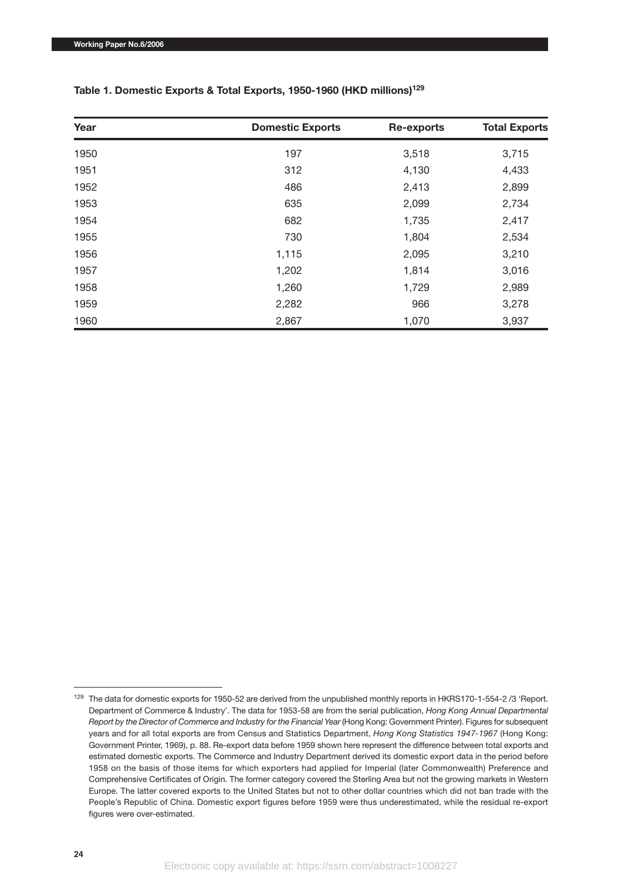**Table 1. Domestic Exports & Total Exports, 1950-1960 (HKD millions)[129]**

| Year | Domestic Exports | Re-exports | Total Exports |
|---|---|---|---|
| 1950 | 197 | 3,518 | 3,715 |
| 1951 | 312 | 4,130 | 4,433 |
| 1952 | 486 | 2,413 | 2,899 |
| 1953 | 635 | 2,099 | 2,734 |
| 1954 | 682 | 1,735 | 2,417 |
| 1955 | 730 | 1,804 | 2,534 |
| 1956 | 1,115 | 2,095 | 3,210 |
| 1957 | 1,202 | 1,814 | 3,016 |
| 1958 | 1,260 | 1,729 | 2,989 |
| 1959 | 2,282 | 966 | 3,278 |
| 1960 | 2,867 | 1,070 | 3,937 |

[129] The data for domestic exports for 1950-52 are derived from the unpublished monthly reports in HKRS170-1-554-2 /3 'Report. Department of Commerce & Industry'. The data for 1953-58 are from the serial publication, *Hong Kong Annual Departmental Report by the Director of Commerce and Industry for the Financial Year* (Hong Kong: Government Printer). Figures for subsequent years and for all total exports are from Census and Statistics Department, *Hong Kong Statistics 1947-1967* (Hong Kong: Government Printer, 1969), p. 88. Re-export data before 1959 shown here represent the difference between total exports and estimated domestic exports. The Commerce and Industry Department derived its domestic export data in the period before 1958 on the basis of those items for which exporters had applied for Imperial (later Commonwealth) Preference and Comprehensive Certificates of Origin. The former category covered the Sterling Area but not the growing markets in Western Europe. The latter covered exports to the United States but not to other dollar countries which did not ban trade with the People's Republic of China. Domestic export figures before 1959 were thus underestimated, while the residual re-export figures were over-estimated.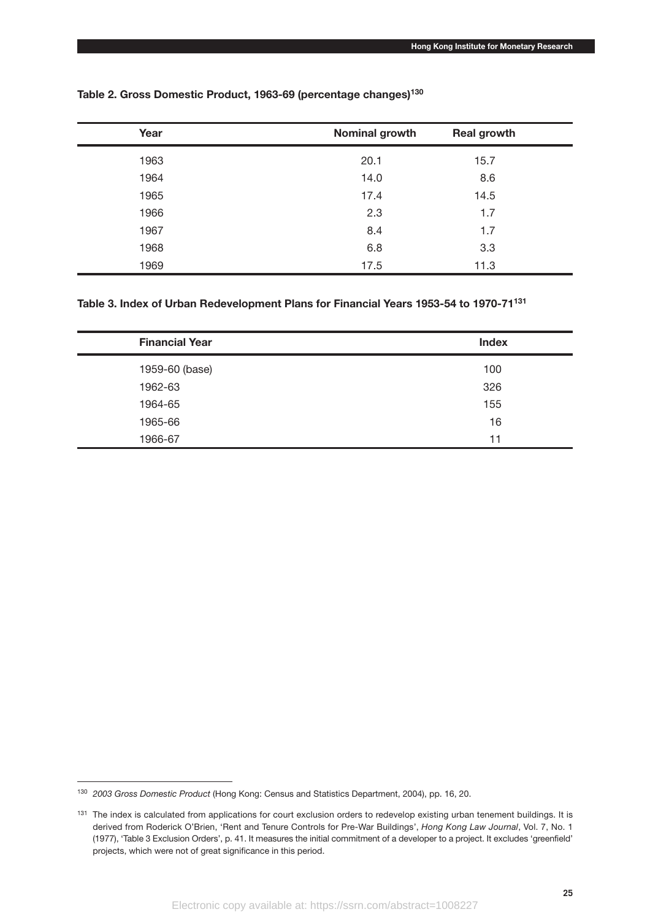**Table 2. Gross Domestic Product, 1963-69 (percentage changes)[130]**

| Year | Nominal growth | Real growth |
|---|---|---|
| 1963 | 20.1 | 15.7 |
| 1964 | 14.0 | 8.6 |
| 1965 | 17.4 | 14.5 |
| 1966 | 2.3 | 1.7 |
| 1967 | 8.4 | 1.7 |
| 1968 | 6.8 | 3.3 |
| 1969 | 17.5 | 11.3 |

**Table 3. Index of Urban Redevelopment Plans for Financial Years 1953-54 to 1970-71[131]**

| Financial Year | Index |
|---|---|
| 1959-60 (base) | 100 |
| 1962-63 | 326 |
| 1964-65 | 155 |
| 1965-66 | 16 |
| 1966-67 | 11 |

---

[130] *2003 Gross Domestic Product* (Hong Kong: Census and Statistics Department, 2004), pp. 16, 20.

[131] The index is calculated from applications for court exclusion orders to redevelop existing urban tenement buildings. It is derived from Roderick O'Brien, 'Rent and Tenure Controls for Pre-War Buildings', *Hong Kong Law Journal*, Vol. 7, No. 1 (1977), 'Table 3 Exclusion Orders', p. 41. It measures the initial commitment of a developer to a project. It excludes 'greenfield' projects, which were not of great significance in this period.